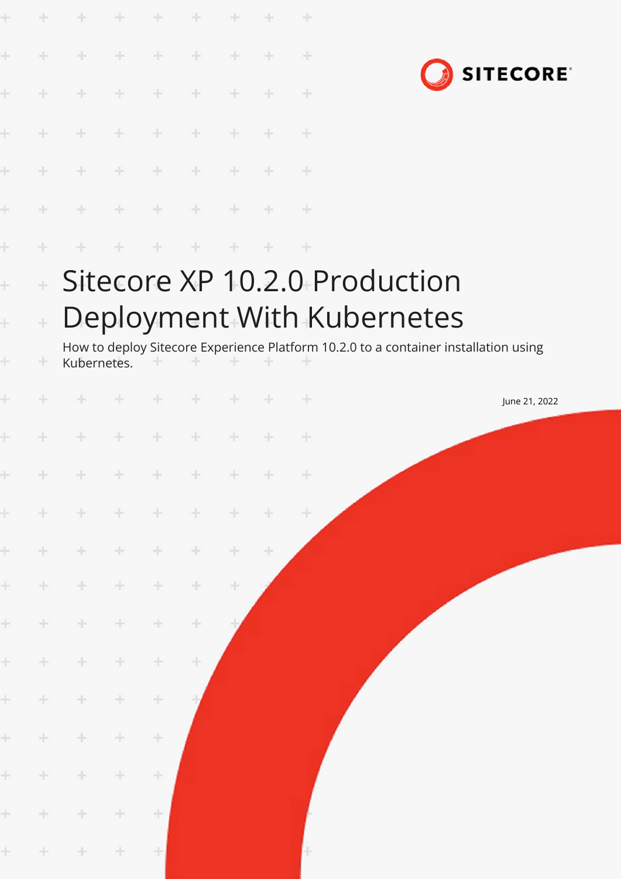# Sitecore XP 10.2.0 Production Deployment With Kubernetes

How to deploy Sitecore Experience Platform 10.2.0 to a container installation using Kubernetes.

June 21, 2022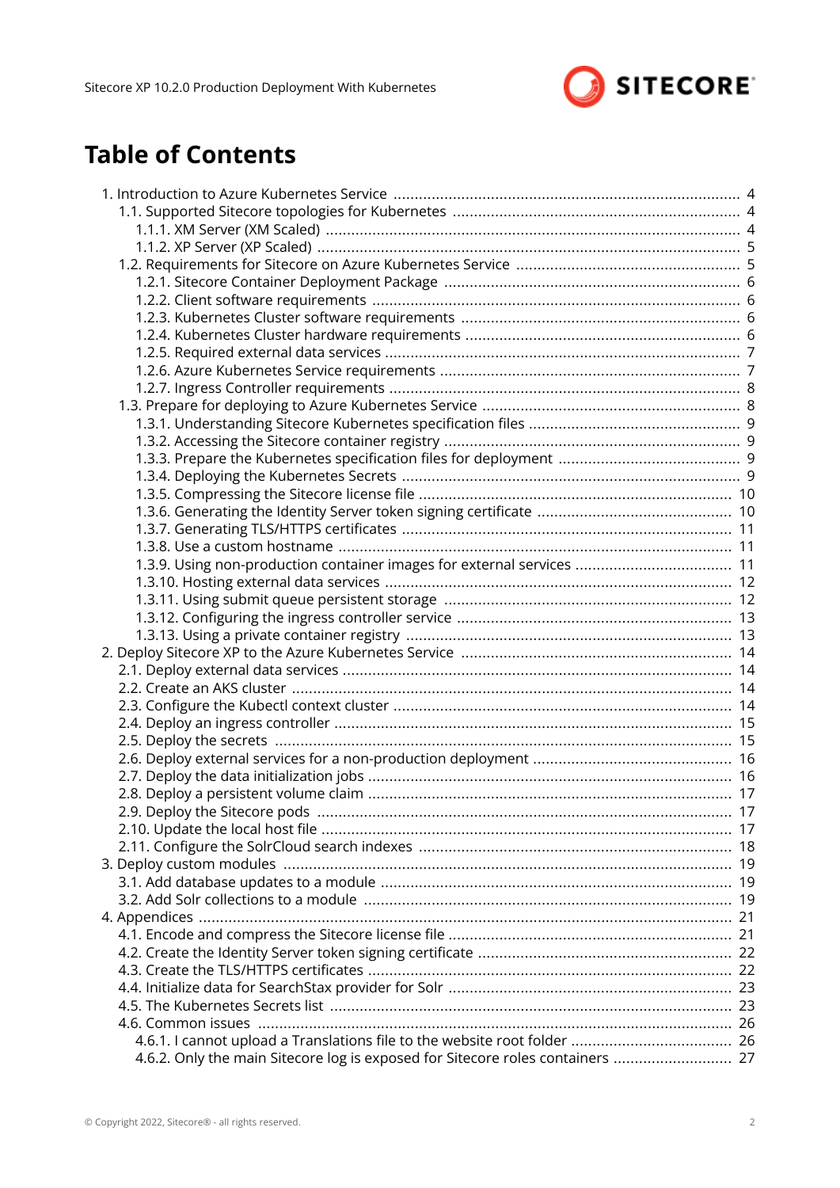# Table of Contents

- 1. Introduction to Azure Kubernetes Service ..... 4
  - 1.1. Supported Sitecore topologies for Kubernetes ..... 4
    - 1.1.1. XM Server (XM Scaled) ..... 4
    - 1.1.2. XP Server (XP Scaled) ..... 5
  - 1.2. Requirements for Sitecore on Azure Kubernetes Service ..... 5
    - 1.2.1. Sitecore Container Deployment Package ..... 6
    - 1.2.2. Client software requirements ..... 6
    - 1.2.3. Kubernetes Cluster software requirements ..... 6
    - 1.2.4. Kubernetes Cluster hardware requirements ..... 6
    - 1.2.5. Required external data services ..... 7
    - 1.2.6. Azure Kubernetes Service requirements ..... 7
    - 1.2.7. Ingress Controller requirements ..... 8
  - 1.3. Prepare for deploying to Azure Kubernetes Service ..... 8
    - 1.3.1. Understanding Sitecore Kubernetes specification files ..... 9
    - 1.3.2. Accessing the Sitecore container registry ..... 9
    - 1.3.3. Prepare the Kubernetes specification files for deployment ..... 9
    - 1.3.4. Deploying the Kubernetes Secrets ..... 9
    - 1.3.5. Compressing the Sitecore license file ..... 10
    - 1.3.6. Generating the Identity Server token signing certificate ..... 10
    - 1.3.7. Generating TLS/HTTPS certificates ..... 11
    - 1.3.8. Use a custom hostname ..... 11
    - 1.3.9. Using non-production container images for external services ..... 11
    - 1.3.10. Hosting external data services ..... 12
    - 1.3.11. Using submit queue persistent storage ..... 12
    - 1.3.12. Configuring the ingress controller service ..... 13
    - 1.3.13. Using a private container registry ..... 13
- 2. Deploy Sitecore XP to the Azure Kubernetes Service ..... 14
  - 2.1. Deploy external data services ..... 14
  - 2.2. Create an AKS cluster ..... 14
  - 2.3. Configure the Kubectl context cluster ..... 14
  - 2.4. Deploy an ingress controller ..... 15
  - 2.5. Deploy the secrets ..... 15
  - 2.6. Deploy external services for a non-production deployment ..... 16
  - 2.7. Deploy the data initialization jobs ..... 16
  - 2.8. Deploy a persistent volume claim ..... 17
  - 2.9. Deploy the Sitecore pods ..... 17
  - 2.10. Update the local host file ..... 17
  - 2.11. Configure the SolrCloud search indexes ..... 18
- 3. Deploy custom modules ..... 19
  - 3.1. Add database updates to a module ..... 19
  - 3.2. Add Solr collections to a module ..... 19
- 4. Appendices ..... 21
  - 4.1. Encode and compress the Sitecore license file ..... 21
  - 4.2. Create the Identity Server token signing certificate ..... 22
  - 4.3. Create the TLS/HTTPS certificates ..... 22
  - 4.4. Initialize data for SearchStax provider for Solr ..... 23
  - 4.5. The Kubernetes Secrets list ..... 23
  - 4.6. Common issues ..... 26
    - 4.6.1. I cannot upload a Translations file to the website root folder ..... 26
    - 4.6.2. Only the main Sitecore log is exposed for Sitecore roles containers ..... 27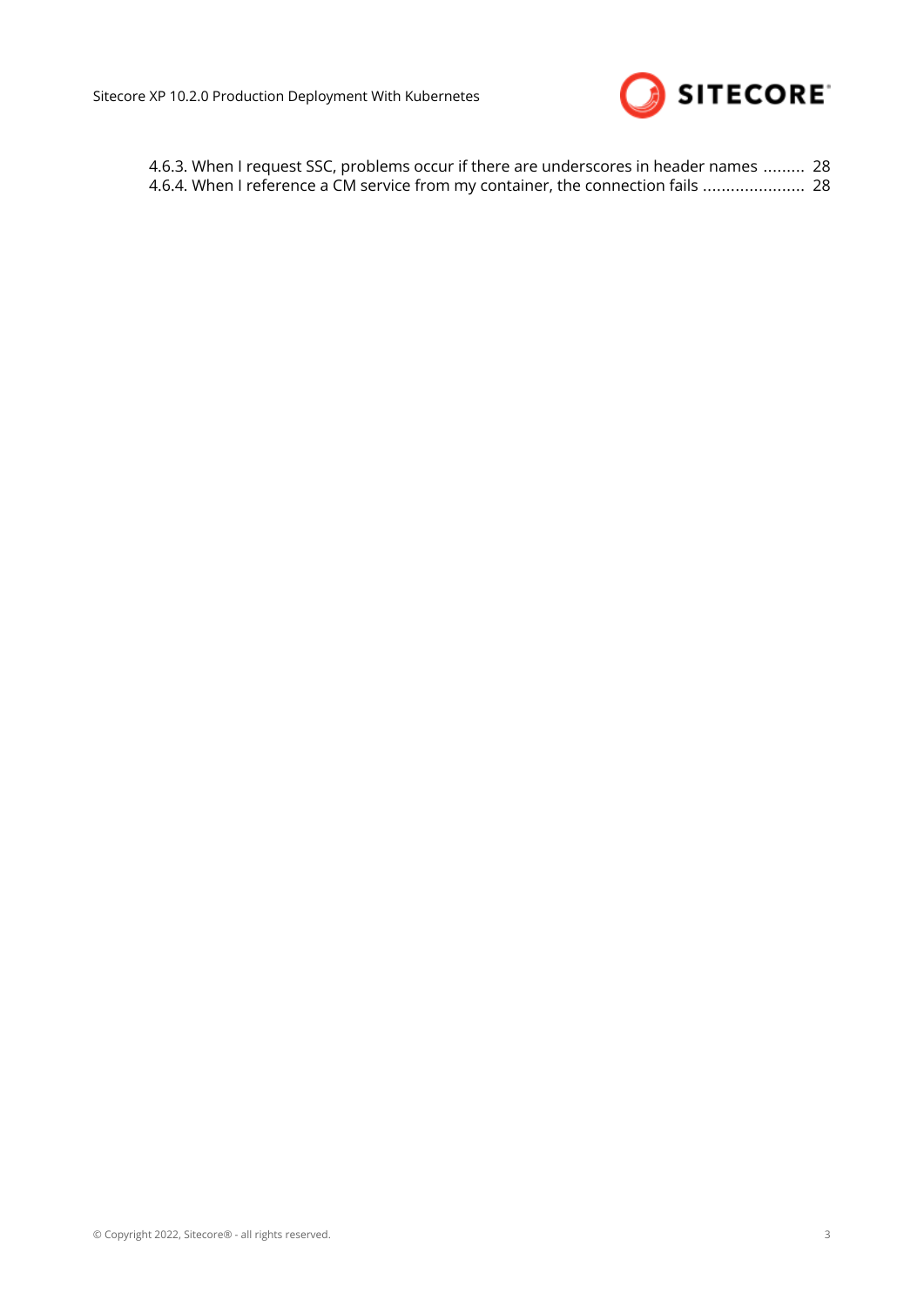4.6.3. When I request SSC, problems occur if there are underscores in header names ......... 28
4.6.4. When I reference a CM service from my container, the connection fails ...................... 28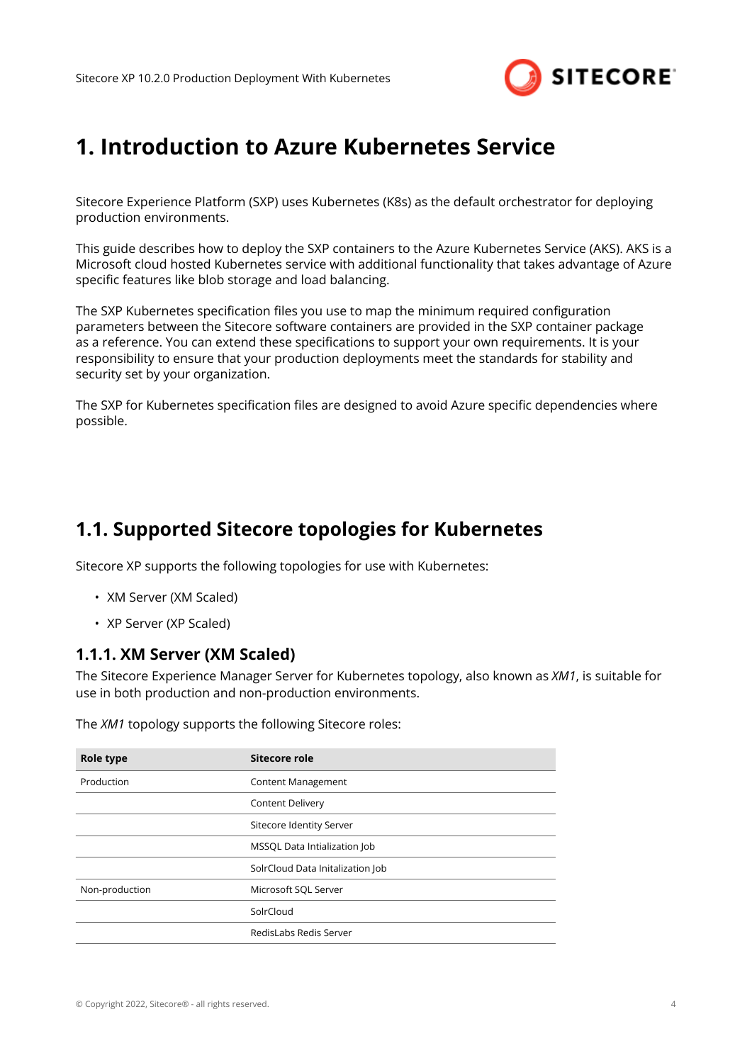# 1. Introduction to Azure Kubernetes Service

Sitecore Experience Platform (SXP) uses Kubernetes (K8s) as the default orchestrator for deploying production environments.

This guide describes how to deploy the SXP containers to the Azure Kubernetes Service (AKS). AKS is a Microsoft cloud hosted Kubernetes service with additional functionality that takes advantage of Azure specific features like blob storage and load balancing.

The SXP Kubernetes specification files you use to map the minimum required configuration parameters between the Sitecore software containers are provided in the SXP container package as a reference. You can extend these specifications to support your own requirements. It is your responsibility to ensure that your production deployments meet the standards for stability and security set by your organization.

The SXP for Kubernetes specification files are designed to avoid Azure specific dependencies where possible.

## 1.1. Supported Sitecore topologies for Kubernetes

Sitecore XP supports the following topologies for use with Kubernetes:

- XM Server (XM Scaled)
- XP Server (XP Scaled)

### 1.1.1. XM Server (XM Scaled)

The Sitecore Experience Manager Server for Kubernetes topology, also known as *XM1*, is suitable for use in both production and non-production environments.

The *XM1* topology supports the following Sitecore roles:

| Role type | Sitecore role |
|---|---|
| Production | Content Management |
| | Content Delivery |
| | Sitecore Identity Server |
| | MSSQL Data Intialization Job |
| | SolrCloud Data Initalization Job |
| Non-production | Microsoft SQL Server |
| | SolrCloud |
| | RedisLabs Redis Server |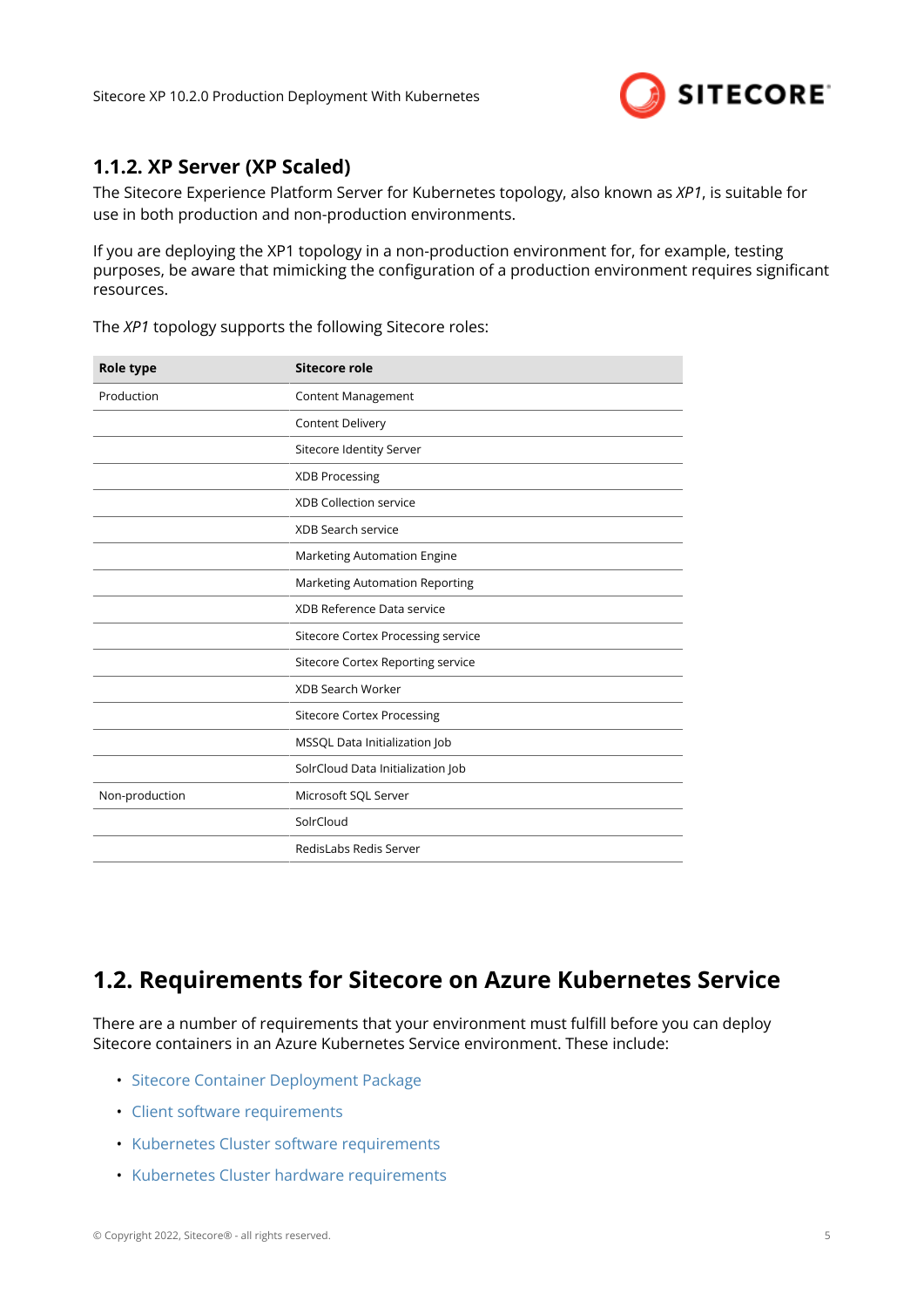### 1.1.2. XP Server (XP Scaled)

The Sitecore Experience Platform Server for Kubernetes topology, also known as *XP1*, is suitable for use in both production and non-production environments.

If you are deploying the XP1 topology in a non-production environment for, for example, testing purposes, be aware that mimicking the configuration of a production environment requires significant resources.

The *XP1* topology supports the following Sitecore roles:

| Role type | Sitecore role |
| --- | --- |
| Production | Content Management |
| | Content Delivery |
| | Sitecore Identity Server |
| | XDB Processing |
| | XDB Collection service |
| | XDB Search service |
| | Marketing Automation Engine |
| | Marketing Automation Reporting |
| | XDB Reference Data service |
| | Sitecore Cortex Processing service |
| | Sitecore Cortex Reporting service |
| | XDB Search Worker |
| | Sitecore Cortex Processing |
| | MSSQL Data Initialization Job |
| | SolrCloud Data Initialization Job |
| Non-production | Microsoft SQL Server |
| | SolrCloud |
| | RedisLabs Redis Server |

## 1.2. Requirements for Sitecore on Azure Kubernetes Service

There are a number of requirements that your environment must fulfill before you can deploy Sitecore containers in an Azure Kubernetes Service environment. These include:

- Sitecore Container Deployment Package
- Client software requirements
- Kubernetes Cluster software requirements
- Kubernetes Cluster hardware requirements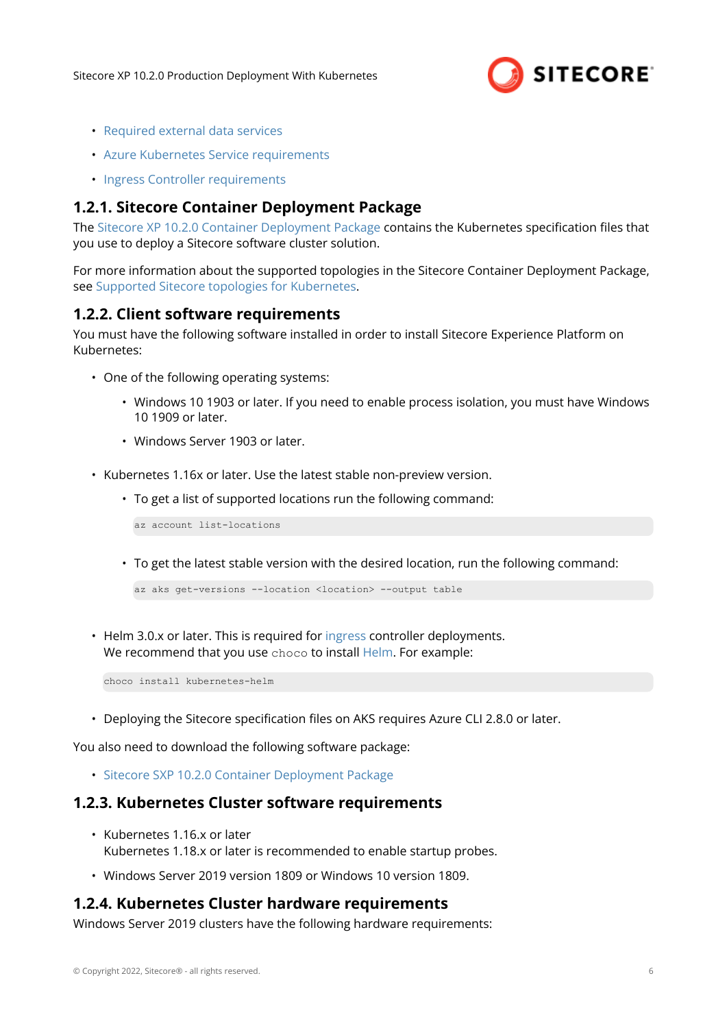- Required external data services
- Azure Kubernetes Service requirements
- Ingress Controller requirements

### 1.2.1. Sitecore Container Deployment Package

The Sitecore XP 10.2.0 Container Deployment Package contains the Kubernetes specification files that you use to deploy a Sitecore software cluster solution.

For more information about the supported topologies in the Sitecore Container Deployment Package, see Supported Sitecore topologies for Kubernetes.

### 1.2.2. Client software requirements

You must have the following software installed in order to install Sitecore Experience Platform on Kubernetes:

- One of the following operating systems:
  - Windows 10 1903 or later. If you need to enable process isolation, you must have Windows 10 1909 or later.
  - Windows Server 1903 or later.
- Kubernetes 1.16x or later. Use the latest stable non-preview version.
  - To get a list of supported locations run the following command:

    ```
    az account list-locations
    ```

  - To get the latest stable version with the desired location, run the following command:

    ```
    az aks get-versions --location <location> --output table
    ```

- Helm 3.0.x or later. This is required for ingress controller deployments.
  We recommend that you use `choco` to install Helm. For example:

  ```
  choco install kubernetes-helm
  ```

- Deploying the Sitecore specification files on AKS requires Azure CLI 2.8.0 or later.

You also need to download the following software package:

- Sitecore SXP 10.2.0 Container Deployment Package

### 1.2.3. Kubernetes Cluster software requirements

- Kubernetes 1.16.x or later
  Kubernetes 1.18.x or later is recommended to enable startup probes.
- Windows Server 2019 version 1809 or Windows 10 version 1809.

### 1.2.4. Kubernetes Cluster hardware requirements

Windows Server 2019 clusters have the following hardware requirements: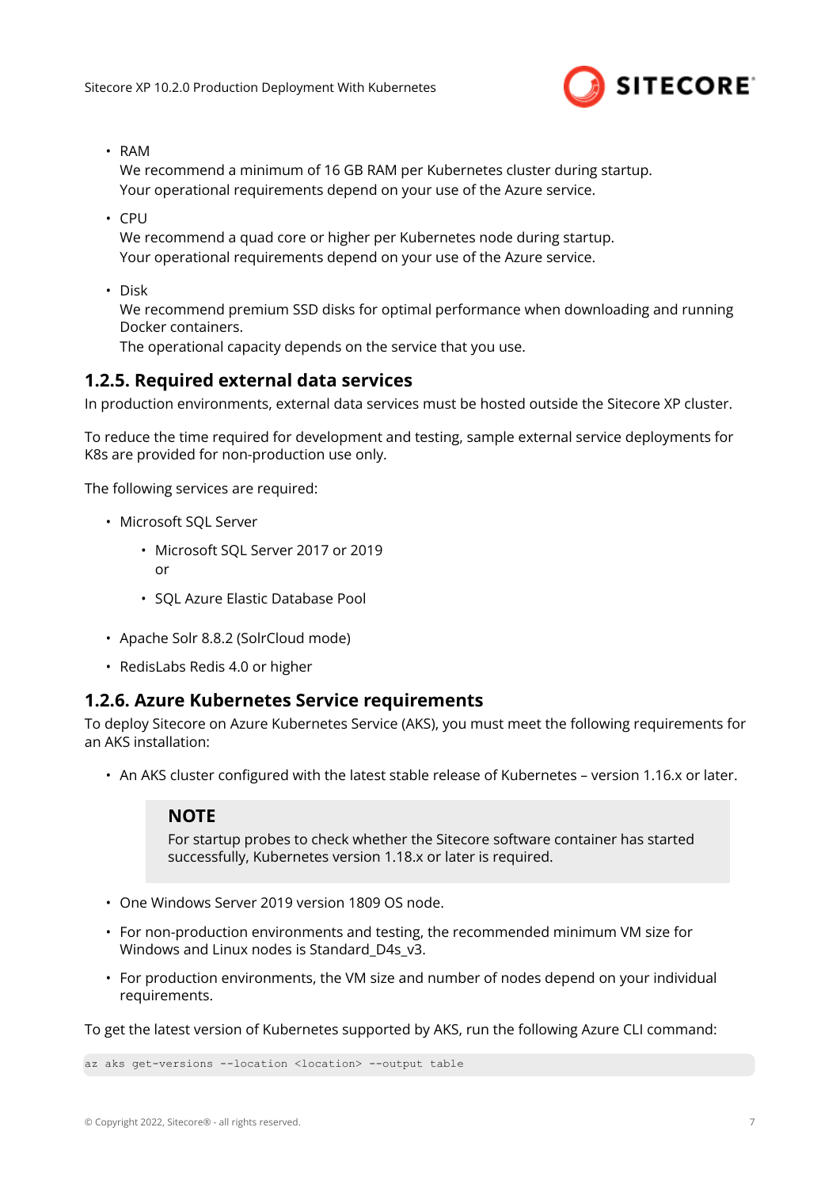- RAM
  We recommend a minimum of 16 GB RAM per Kubernetes cluster during startup.
  Your operational requirements depend on your use of the Azure service.

- CPU
  We recommend a quad core or higher per Kubernetes node during startup.
  Your operational requirements depend on your use of the Azure service.

- Disk
  We recommend premium SSD disks for optimal performance when downloading and running Docker containers.
  The operational capacity depends on the service that you use.

### 1.2.5. Required external data services

In production environments, external data services must be hosted outside the Sitecore XP cluster.

To reduce the time required for development and testing, sample external service deployments for K8s are provided for non-production use only.

The following services are required:

- Microsoft SQL Server
  - Microsoft SQL Server 2017 or 2019
    or
  - SQL Azure Elastic Database Pool
- Apache Solr 8.8.2 (SolrCloud mode)
- RedisLabs Redis 4.0 or higher

### 1.2.6. Azure Kubernetes Service requirements

To deploy Sitecore on Azure Kubernetes Service (AKS), you must meet the following requirements for an AKS installation:

- An AKS cluster configured with the latest stable release of Kubernetes – version 1.16.x or later.

  > **NOTE**
  > For startup probes to check whether the Sitecore software container has started successfully, Kubernetes version 1.18.x or later is required.

- One Windows Server 2019 version 1809 OS node.
- For non-production environments and testing, the recommended minimum VM size for Windows and Linux nodes is Standard_D4s_v3.
- For production environments, the VM size and number of nodes depend on your individual requirements.

To get the latest version of Kubernetes supported by AKS, run the following Azure CLI command:

```
az aks get-versions --location <location> --output table
```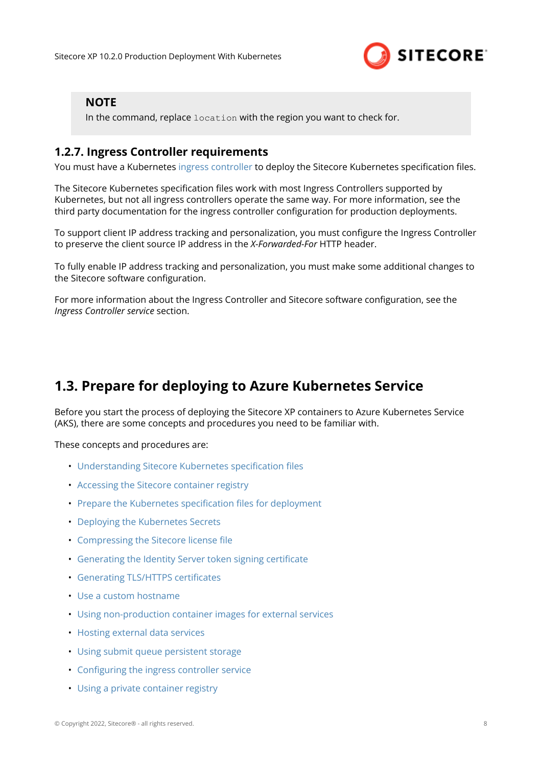> **NOTE**
> In the command, replace `location` with the region you want to check for.

### 1.2.7. Ingress Controller requirements

You must have a Kubernetes ingress controller to deploy the Sitecore Kubernetes specification files.

The Sitecore Kubernetes specification files work with most Ingress Controllers supported by Kubernetes, but not all ingress controllers operate the same way. For more information, see the third party documentation for the ingress controller configuration for production deployments.

To support client IP address tracking and personalization, you must configure the Ingress Controller to preserve the client source IP address in the *X-Forwarded-For* HTTP header.

To fully enable IP address tracking and personalization, you must make some additional changes to the Sitecore software configuration.

For more information about the Ingress Controller and Sitecore software configuration, see the *Ingress Controller service* section.

## 1.3. Prepare for deploying to Azure Kubernetes Service

Before you start the process of deploying the Sitecore XP containers to Azure Kubernetes Service (AKS), there are some concepts and procedures you need to be familiar with.

These concepts and procedures are:

- Understanding Sitecore Kubernetes specification files
- Accessing the Sitecore container registry
- Prepare the Kubernetes specification files for deployment
- Deploying the Kubernetes Secrets
- Compressing the Sitecore license file
- Generating the Identity Server token signing certificate
- Generating TLS/HTTPS certificates
- Use a custom hostname
- Using non-production container images for external services
- Hosting external data services
- Using submit queue persistent storage
- Configuring the ingress controller service
- Using a private container registry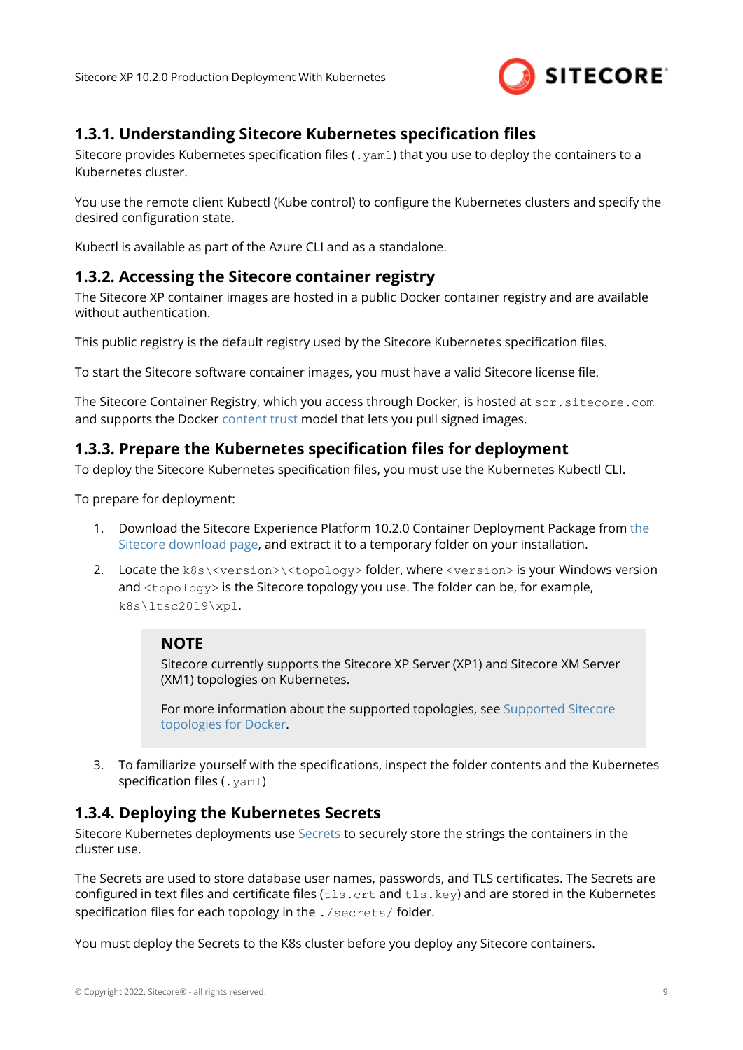### 1.3.1. Understanding Sitecore Kubernetes specification files

Sitecore provides Kubernetes specification files (`.yaml`) that you use to deploy the containers to a Kubernetes cluster.

You use the remote client Kubectl (Kube control) to configure the Kubernetes clusters and specify the desired configuration state.

Kubectl is available as part of the Azure CLI and as a standalone.

### 1.3.2. Accessing the Sitecore container registry

The Sitecore XP container images are hosted in a public Docker container registry and are available without authentication.

This public registry is the default registry used by the Sitecore Kubernetes specification files.

To start the Sitecore software container images, you must have a valid Sitecore license file.

The Sitecore Container Registry, which you access through Docker, is hosted at `scr.sitecore.com` and supports the Docker content trust model that lets you pull signed images.

### 1.3.3. Prepare the Kubernetes specification files for deployment

To deploy the Sitecore Kubernetes specification files, you must use the Kubernetes Kubectl CLI.

To prepare for deployment:

1. Download the Sitecore Experience Platform 10.2.0 Container Deployment Package from the Sitecore download page, and extract it to a temporary folder on your installation.
2. Locate the `k8s\<version>\<topology>` folder, where `<version>` is your Windows version and `<topology>` is the Sitecore topology you use. The folder can be, for example, `k8s\ltsc2019\xp1`.

   > **NOTE**
   >
   > Sitecore currently supports the Sitecore XP Server (XP1) and Sitecore XM Server (XM1) topologies on Kubernetes.
   >
   > For more information about the supported topologies, see Supported Sitecore topologies for Docker.

3. To familiarize yourself with the specifications, inspect the folder contents and the Kubernetes specification files (`.yaml`)

### 1.3.4. Deploying the Kubernetes Secrets

Sitecore Kubernetes deployments use Secrets to securely store the strings the containers in the cluster use.

The Secrets are used to store database user names, passwords, and TLS certificates. The Secrets are configured in text files and certificate files (`tls.crt` and `tls.key`) and are stored in the Kubernetes specification files for each topology in the `./secrets/` folder.

You must deploy the Secrets to the K8s cluster before you deploy any Sitecore containers.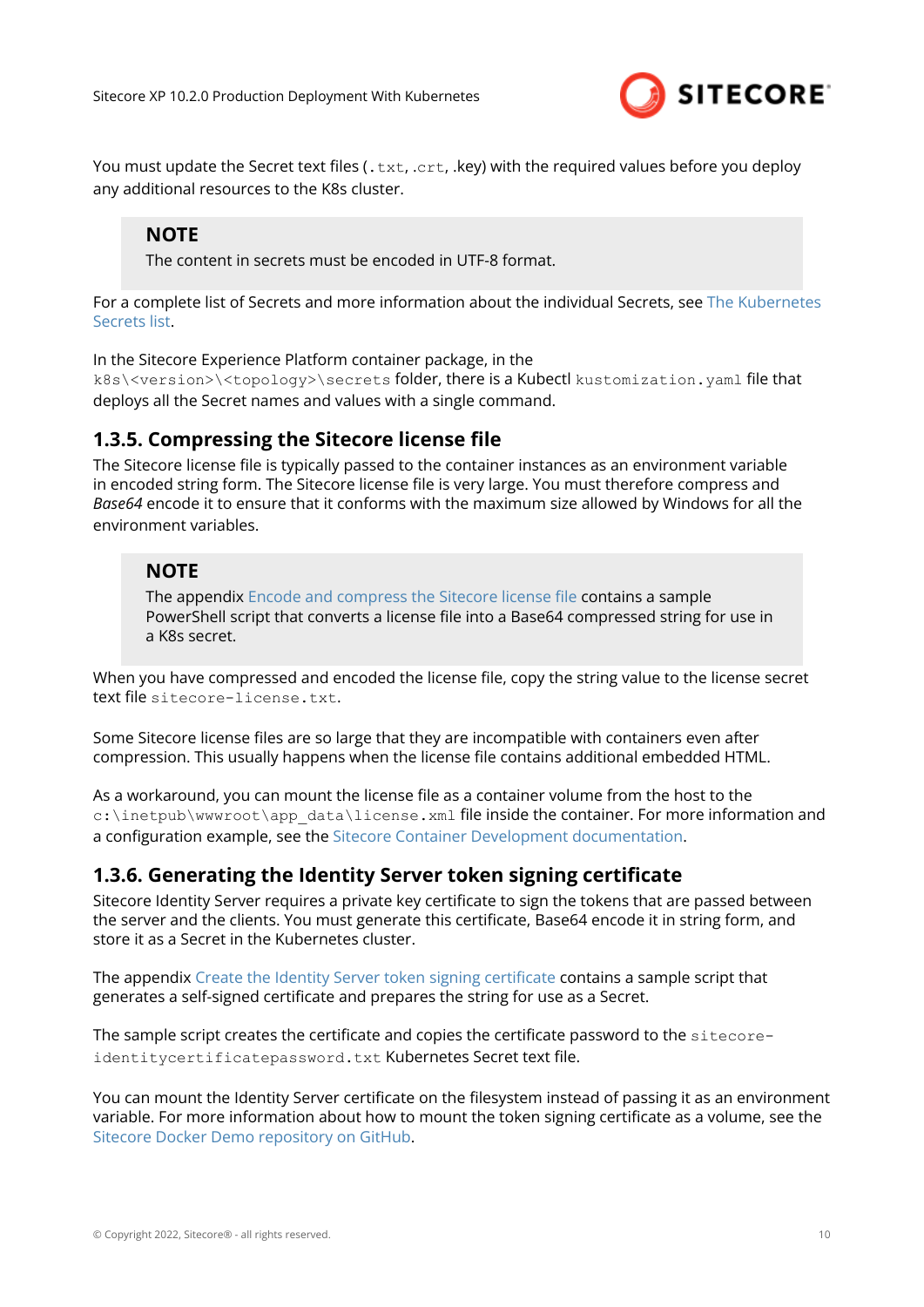You must update the Secret text files (`.txt`, `.crt`, .key) with the required values before you deploy any additional resources to the K8s cluster.

> **NOTE**
>
> The content in secrets must be encoded in UTF-8 format.

For a complete list of Secrets and more information about the individual Secrets, see The Kubernetes Secrets list.

In the Sitecore Experience Platform container package, in the `k8s\<version>\<topology>\secrets` folder, there is a Kubectl `kustomization.yaml` file that deploys all the Secret names and values with a single command.

### 1.3.5. Compressing the Sitecore license file

The Sitecore license file is typically passed to the container instances as an environment variable in encoded string form. The Sitecore license file is very large. You must therefore compress and *Base64* encode it to ensure that it conforms with the maximum size allowed by Windows for all the environment variables.

> **NOTE**
>
> The appendix Encode and compress the Sitecore license file contains a sample PowerShell script that converts a license file into a Base64 compressed string for use in a K8s secret.

When you have compressed and encoded the license file, copy the string value to the license secret text file `sitecore-license.txt`.

Some Sitecore license files are so large that they are incompatible with containers even after compression. This usually happens when the license file contains additional embedded HTML.

As a workaround, you can mount the license file as a container volume from the host to the `c:\inetpub\wwwroot\app_data\license.xml` file inside the container. For more information and a configuration example, see the Sitecore Container Development documentation.

### 1.3.6. Generating the Identity Server token signing certificate

Sitecore Identity Server requires a private key certificate to sign the tokens that are passed between the server and the clients. You must generate this certificate, Base64 encode it in string form, and store it as a Secret in the Kubernetes cluster.

The appendix Create the Identity Server token signing certificate contains a sample script that generates a self-signed certificate and prepares the string for use as a Secret.

The sample script creates the certificate and copies the certificate password to the `sitecore-identitycertificatepassword.txt` Kubernetes Secret text file.

You can mount the Identity Server certificate on the filesystem instead of passing it as an environment variable. For more information about how to mount the token signing certificate as a volume, see the Sitecore Docker Demo repository on GitHub.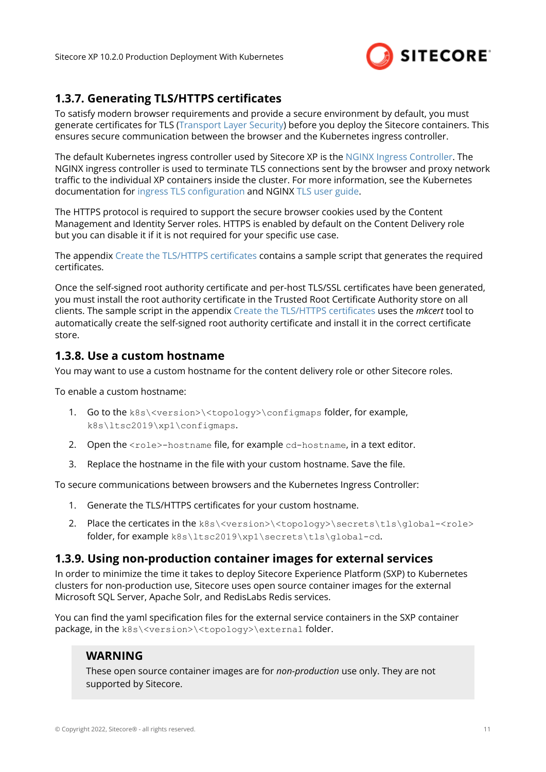## 1.3.7. Generating TLS/HTTPS certificates

To satisfy modern browser requirements and provide a secure environment by default, you must generate certificates for TLS (Transport Layer Security) before you deploy the Sitecore containers. This ensures secure communication between the browser and the Kubernetes ingress controller.

The default Kubernetes ingress controller used by Sitecore XP is the NGINX Ingress Controller. The NGINX ingress controller is used to terminate TLS connections sent by the browser and proxy network traffic to the individual XP containers inside the cluster. For more information, see the Kubernetes documentation for ingress TLS configuration and NGINX TLS user guide.

The HTTPS protocol is required to support the secure browser cookies used by the Content Management and Identity Server roles. HTTPS is enabled by default on the Content Delivery role but you can disable it if it is not required for your specific use case.

The appendix Create the TLS/HTTPS certificates contains a sample script that generates the required certificates.

Once the self-signed root authority certificate and per-host TLS/SSL certificates have been generated, you must install the root authority certificate in the Trusted Root Certificate Authority store on all clients. The sample script in the appendix Create the TLS/HTTPS certificates uses the *mkcert* tool to automatically create the self-signed root authority certificate and install it in the correct certificate store.

## 1.3.8. Use a custom hostname

You may want to use a custom hostname for the content delivery role or other Sitecore roles.

To enable a custom hostname:

1. Go to the `k8s\<version>\<topology>\configmaps` folder, for example, `k8s\ltsc2019\xp1\configmaps`.
2. Open the `<role>-hostname` file, for example `cd-hostname`, in a text editor.
3. Replace the hostname in the file with your custom hostname. Save the file.

To secure communications between browsers and the Kubernetes Ingress Controller:

1. Generate the TLS/HTTPS certificates for your custom hostname.
2. Place the certicates in the `k8s\<version>\<topology>\secrets\tls\global-<role>` folder, for example `k8s\ltsc2019\xp1\secrets\tls\global-cd`.

## 1.3.9. Using non-production container images for external services

In order to minimize the time it takes to deploy Sitecore Experience Platform (SXP) to Kubernetes clusters for non-production use, Sitecore uses open source container images for the external Microsoft SQL Server, Apache Solr, and RedisLabs Redis services.

You can find the yaml specification files for the external service containers in the SXP container package, in the `k8s\<version>\<topology>\external` folder.

> **WARNING**
>
> These open source container images are for *non-production* use only. They are not supported by Sitecore.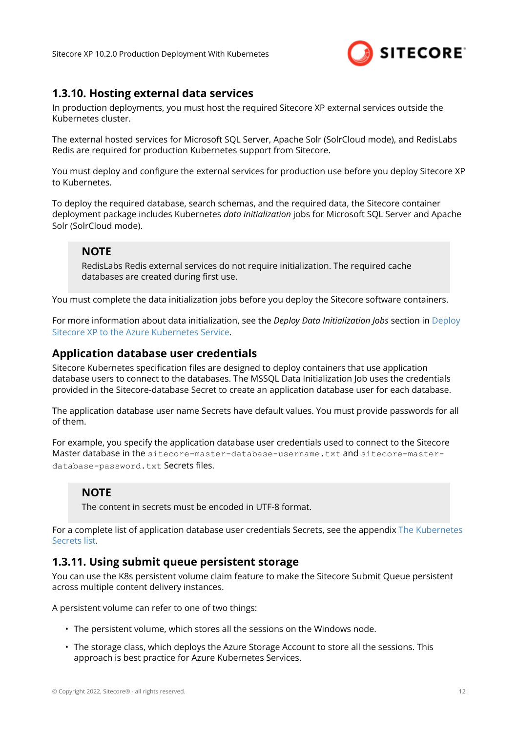### 1.3.10. Hosting external data services

In production deployments, you must host the required Sitecore XP external services outside the Kubernetes cluster.

The external hosted services for Microsoft SQL Server, Apache Solr (SolrCloud mode), and RedisLabs Redis are required for production Kubernetes support from Sitecore.

You must deploy and configure the external services for production use before you deploy Sitecore XP to Kubernetes.

To deploy the required database, search schemas, and the required data, the Sitecore container deployment package includes Kubernetes *data initialization* jobs for Microsoft SQL Server and Apache Solr (SolrCloud mode).

> **NOTE**
>
> RedisLabs Redis external services do not require initialization. The required cache databases are created during first use.

You must complete the data initialization jobs before you deploy the Sitecore software containers.

For more information about data initialization, see the *Deploy Data Initialization Jobs* section in Deploy Sitecore XP to the Azure Kubernetes Service.

#### Application database user credentials

Sitecore Kubernetes specification files are designed to deploy containers that use application database users to connect to the databases. The MSSQL Data Initialization Job uses the credentials provided in the Sitecore-database Secret to create an application database user for each database.

The application database user name Secrets have default values. You must provide passwords for all of them.

For example, you specify the application database user credentials used to connect to the Sitecore Master database in the `sitecore-master-database-username.txt` and `sitecore-master-database-password.txt` Secrets files.

> **NOTE**
>
> The content in secrets must be encoded in UTF-8 format.

For a complete list of application database user credentials Secrets, see the appendix The Kubernetes Secrets list.

### 1.3.11. Using submit queue persistent storage

You can use the K8s persistent volume claim feature to make the Sitecore Submit Queue persistent across multiple content delivery instances.

A persistent volume can refer to one of two things:

- The persistent volume, which stores all the sessions on the Windows node.
- The storage class, which deploys the Azure Storage Account to store all the sessions. This approach is best practice for Azure Kubernetes Services.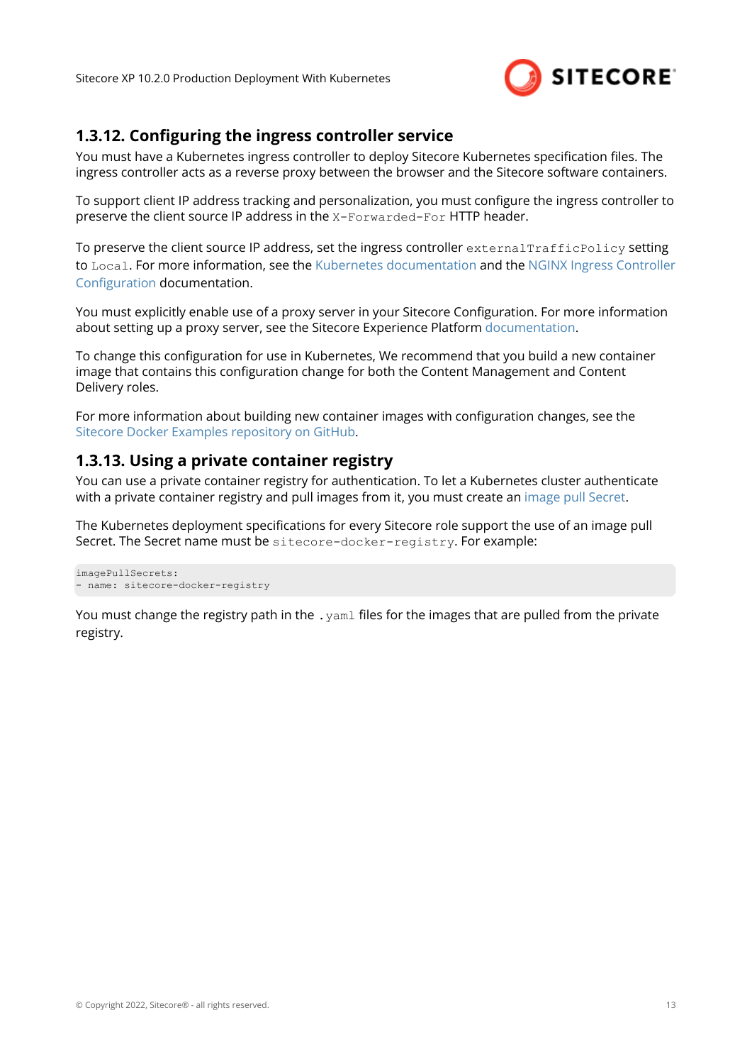### 1.3.12. Configuring the ingress controller service

You must have a Kubernetes ingress controller to deploy Sitecore Kubernetes specification files. The ingress controller acts as a reverse proxy between the browser and the Sitecore software containers.

To support client IP address tracking and personalization, you must configure the ingress controller to preserve the client source IP address in the `X-Forwarded-For` HTTP header.

To preserve the client source IP address, set the ingress controller `externalTrafficPolicy` setting to `Local`. For more information, see the Kubernetes documentation and the NGINX Ingress Controller Configuration documentation.

You must explicitly enable use of a proxy server in your Sitecore Configuration. For more information about setting up a proxy server, see the Sitecore Experience Platform documentation.

To change this configuration for use in Kubernetes, We recommend that you build a new container image that contains this configuration change for both the Content Management and Content Delivery roles.

For more information about building new container images with configuration changes, see the Sitecore Docker Examples repository on GitHub.

### 1.3.13. Using a private container registry

You can use a private container registry for authentication. To let a Kubernetes cluster authenticate with a private container registry and pull images from it, you must create an image pull Secret.

The Kubernetes deployment specifications for every Sitecore role support the use of an image pull Secret. The Secret name must be `sitecore-docker-registry`. For example:

```
imagePullSecrets:
- name: sitecore-docker-registry
```

You must change the registry path in the `.yaml` files for the images that are pulled from the private registry.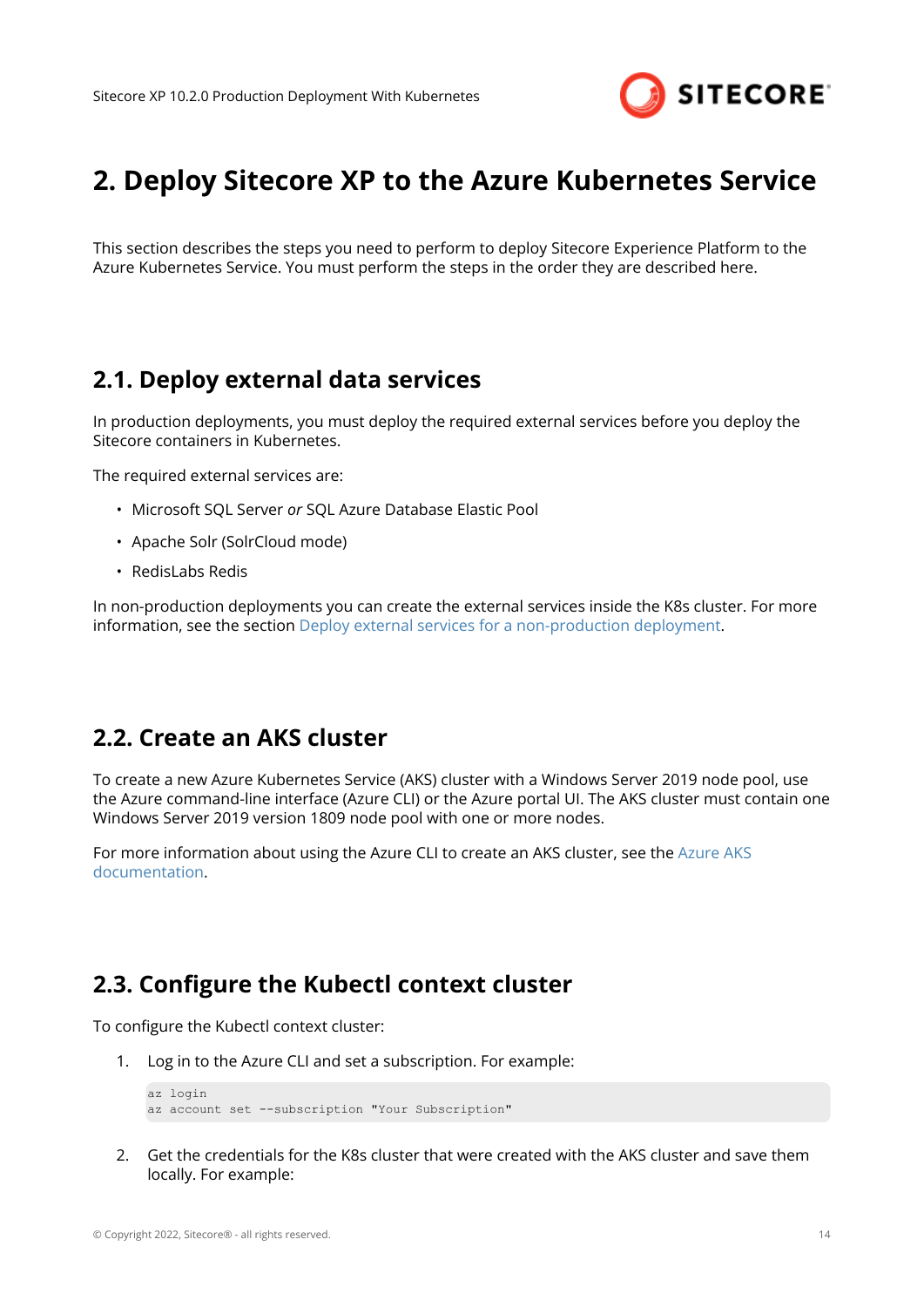# 2. Deploy Sitecore XP to the Azure Kubernetes Service

This section describes the steps you need to perform to deploy Sitecore Experience Platform to the Azure Kubernetes Service. You must perform the steps in the order they are described here.

## 2.1. Deploy external data services

In production deployments, you must deploy the required external services before you deploy the Sitecore containers in Kubernetes.

The required external services are:

- Microsoft SQL Server *or* SQL Azure Database Elastic Pool
- Apache Solr (SolrCloud mode)
- RedisLabs Redis

In non-production deployments you can create the external services inside the K8s cluster. For more information, see the section Deploy external services for a non-production deployment.

## 2.2. Create an AKS cluster

To create a new Azure Kubernetes Service (AKS) cluster with a Windows Server 2019 node pool, use the Azure command-line interface (Azure CLI) or the Azure portal UI. The AKS cluster must contain one Windows Server 2019 version 1809 node pool with one or more nodes.

For more information about using the Azure CLI to create an AKS cluster, see the Azure AKS documentation.

## 2.3. Configure the Kubectl context cluster

To configure the Kubectl context cluster:

1. Log in to the Azure CLI and set a subscription. For example:

```
az login
az account set --subscription "Your Subscription"
```

2. Get the credentials for the K8s cluster that were created with the AKS cluster and save them locally. For example: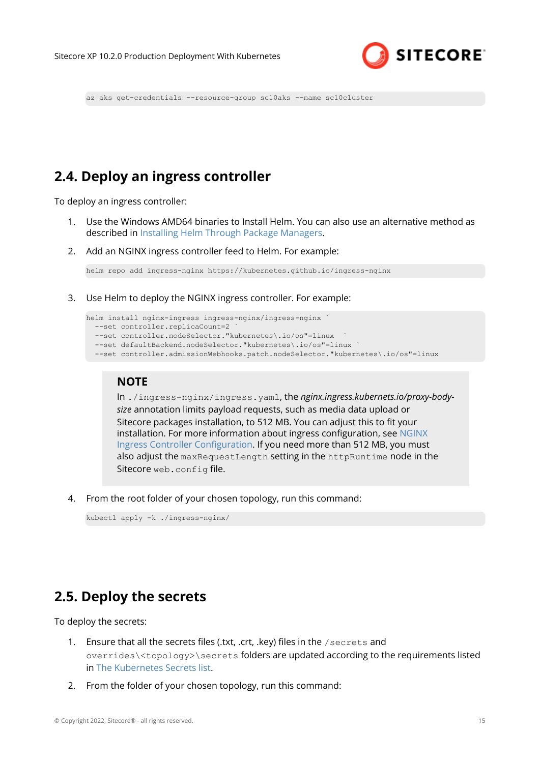```
az aks get-credentials --resource-group sc10aks --name sc10cluster
```

## 2.4. Deploy an ingress controller

To deploy an ingress controller:

1. Use the Windows AMD64 binaries to Install Helm. You can also use an alternative method as described in Installing Helm Through Package Managers.

2. Add an NGINX ingress controller feed to Helm. For example:

```
helm repo add ingress-nginx https://kubernetes.github.io/ingress-nginx
```

3. Use Helm to deploy the NGINX ingress controller. For example:

```
helm install nginx-ingress ingress-nginx/ingress-nginx `
  --set controller.replicaCount=2 `
  --set controller.nodeSelector."kubernetes\.io/os"=linux  `
  --set defaultBackend.nodeSelector."kubernetes\.io/os"=linux `
  --set controller.admissionWebhooks.patch.nodeSelector."kubernetes\.io/os"=linux
```

> **NOTE**
>
> In `./ingress-nginx/ingress.yaml`, the *nginx.ingress.kubernets.io/proxy-body-size* annotation limits payload requests, such as media data upload or Sitecore packages installation, to 512 MB. You can adjust this to fit your installation. For more information about ingress configuration, see NGINX Ingress Controller Configuration. If you need more than 512 MB, you must also adjust the `maxRequestLength` setting in the `httpRuntime` node in the Sitecore `web.config` file.

4. From the root folder of your chosen topology, run this command:

```
kubectl apply -k ./ingress-nginx/
```

## 2.5. Deploy the secrets

To deploy the secrets:

1. Ensure that all the secrets files (.txt, .crt, .key) files in the `/secrets` and `overrides\<topology>\secrets` folders are updated according to the requirements listed in The Kubernetes Secrets list.

2. From the folder of your chosen topology, run this command: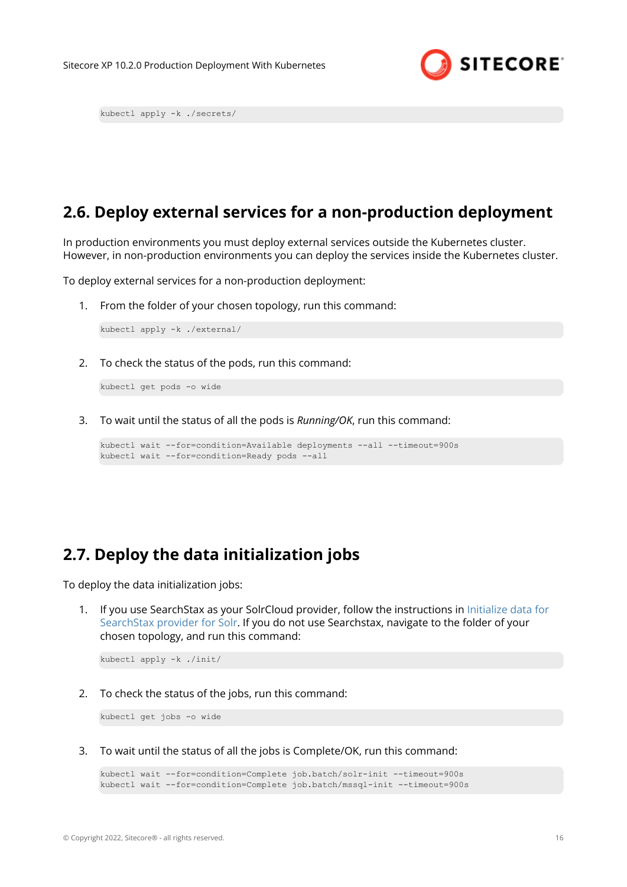```
kubectl apply -k ./secrets/
```

## 2.6. Deploy external services for a non-production deployment

In production environments you must deploy external services outside the Kubernetes cluster. However, in non-production environments you can deploy the services inside the Kubernetes cluster.

To deploy external services for a non-production deployment:

1. From the folder of your chosen topology, run this command:

   ```
   kubectl apply -k ./external/
   ```

2. To check the status of the pods, run this command:

   ```
   kubectl get pods -o wide
   ```

3. To wait until the status of all the pods is *Running/OK*, run this command:

   ```
   kubectl wait --for=condition=Available deployments --all --timeout=900s
   kubectl wait --for=condition=Ready pods --all
   ```

## 2.7. Deploy the data initialization jobs

To deploy the data initialization jobs:

1. If you use SearchStax as your SolrCloud provider, follow the instructions in Initialize data for SearchStax provider for Solr. If you do not use Searchstax, navigate to the folder of your chosen topology, and run this command:

   ```
   kubectl apply -k ./init/
   ```

2. To check the status of the jobs, run this command:

   ```
   kubectl get jobs -o wide
   ```

3. To wait until the status of all the jobs is Complete/OK, run this command:

   ```
   kubectl wait --for=condition=Complete job.batch/solr-init --timeout=900s
   kubectl wait --for=condition=Complete job.batch/mssql-init --timeout=900s
   ```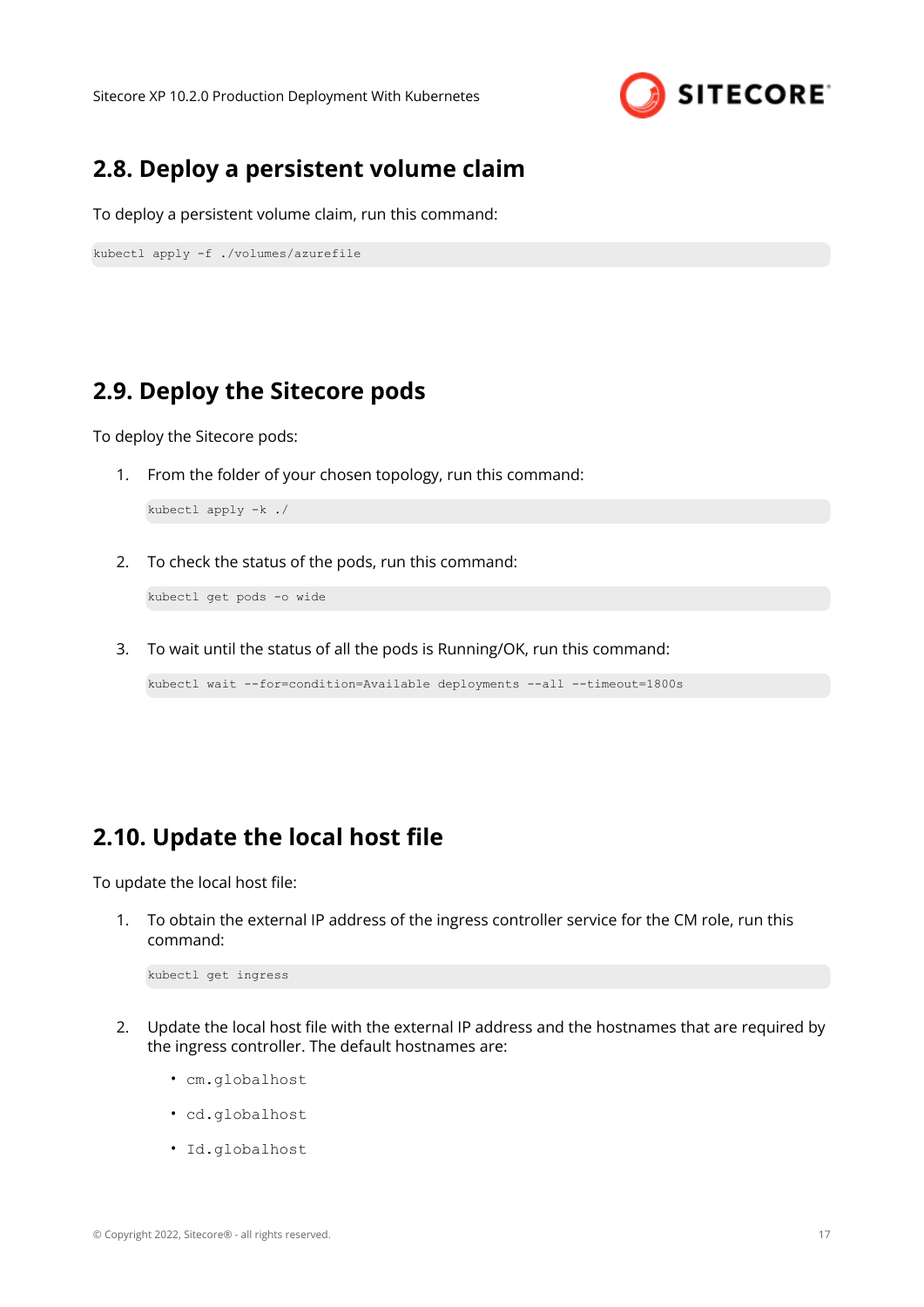## 2.8. Deploy a persistent volume claim

To deploy a persistent volume claim, run this command:

```
kubectl apply -f ./volumes/azurefile
```

## 2.9. Deploy the Sitecore pods

To deploy the Sitecore pods:

1. From the folder of your chosen topology, run this command:

   ```
   kubectl apply -k ./
   ```

2. To check the status of the pods, run this command:

   ```
   kubectl get pods -o wide
   ```

3. To wait until the status of all the pods is Running/OK, run this command:

   ```
   kubectl wait --for=condition=Available deployments --all --timeout=1800s
   ```

## 2.10. Update the local host file

To update the local host file:

1. To obtain the external IP address of the ingress controller service for the CM role, run this command:

   ```
   kubectl get ingress
   ```

2. Update the local host file with the external IP address and the hostnames that are required by the ingress controller. The default hostnames are:

   - `cm.globalhost`
   - `cd.globalhost`
   - `Id.globalhost`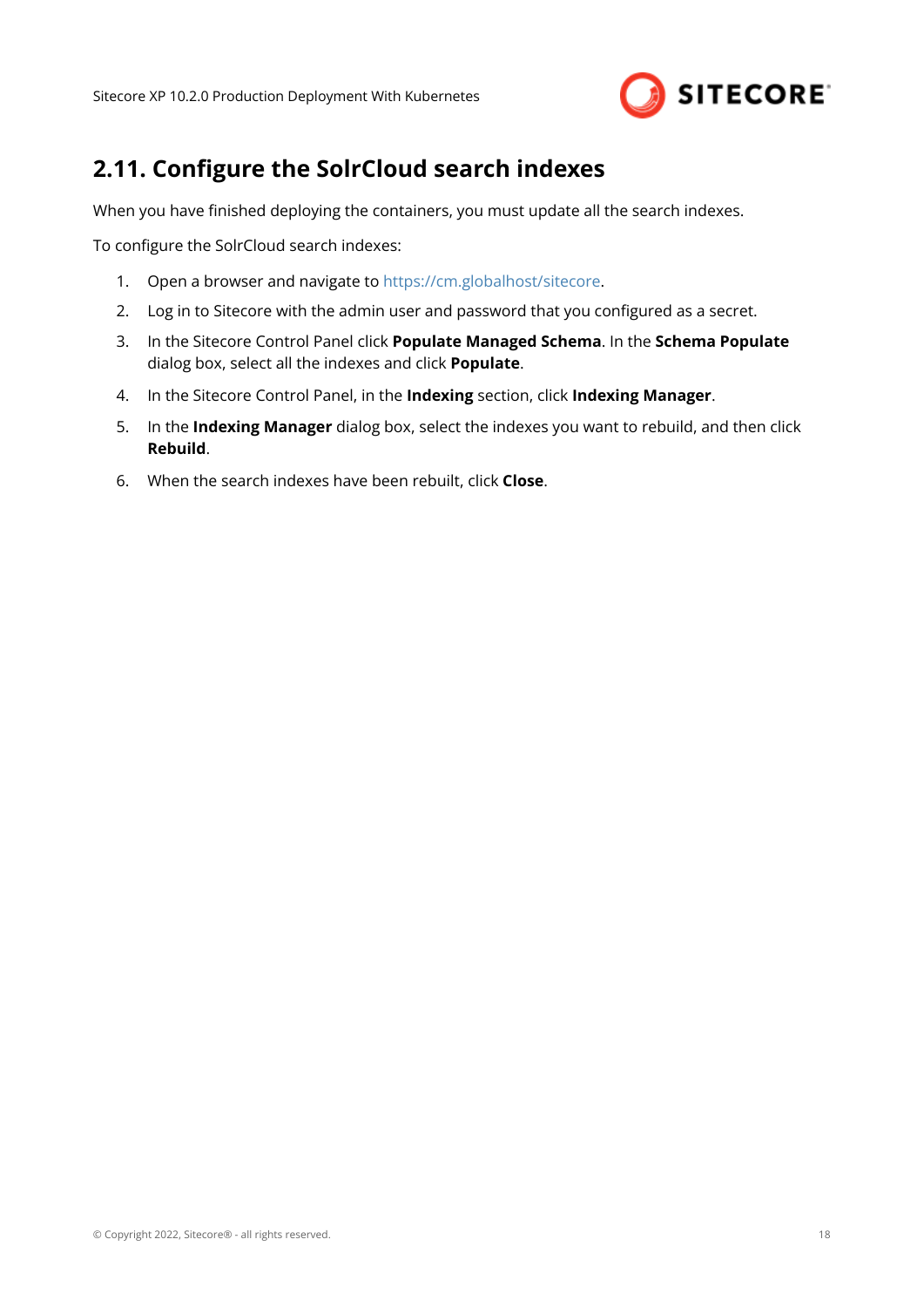## 2.11. Configure the SolrCloud search indexes

When you have finished deploying the containers, you must update all the search indexes.

To configure the SolrCloud search indexes:

1. Open a browser and navigate to https://cm.globalhost/sitecore.
2. Log in to Sitecore with the admin user and password that you configured as a secret.
3. In the Sitecore Control Panel click **Populate Managed Schema**. In the **Schema Populate** dialog box, select all the indexes and click **Populate**.
4. In the Sitecore Control Panel, in the **Indexing** section, click **Indexing Manager**.
5. In the **Indexing Manager** dialog box, select the indexes you want to rebuild, and then click **Rebuild**.
6. When the search indexes have been rebuilt, click **Close**.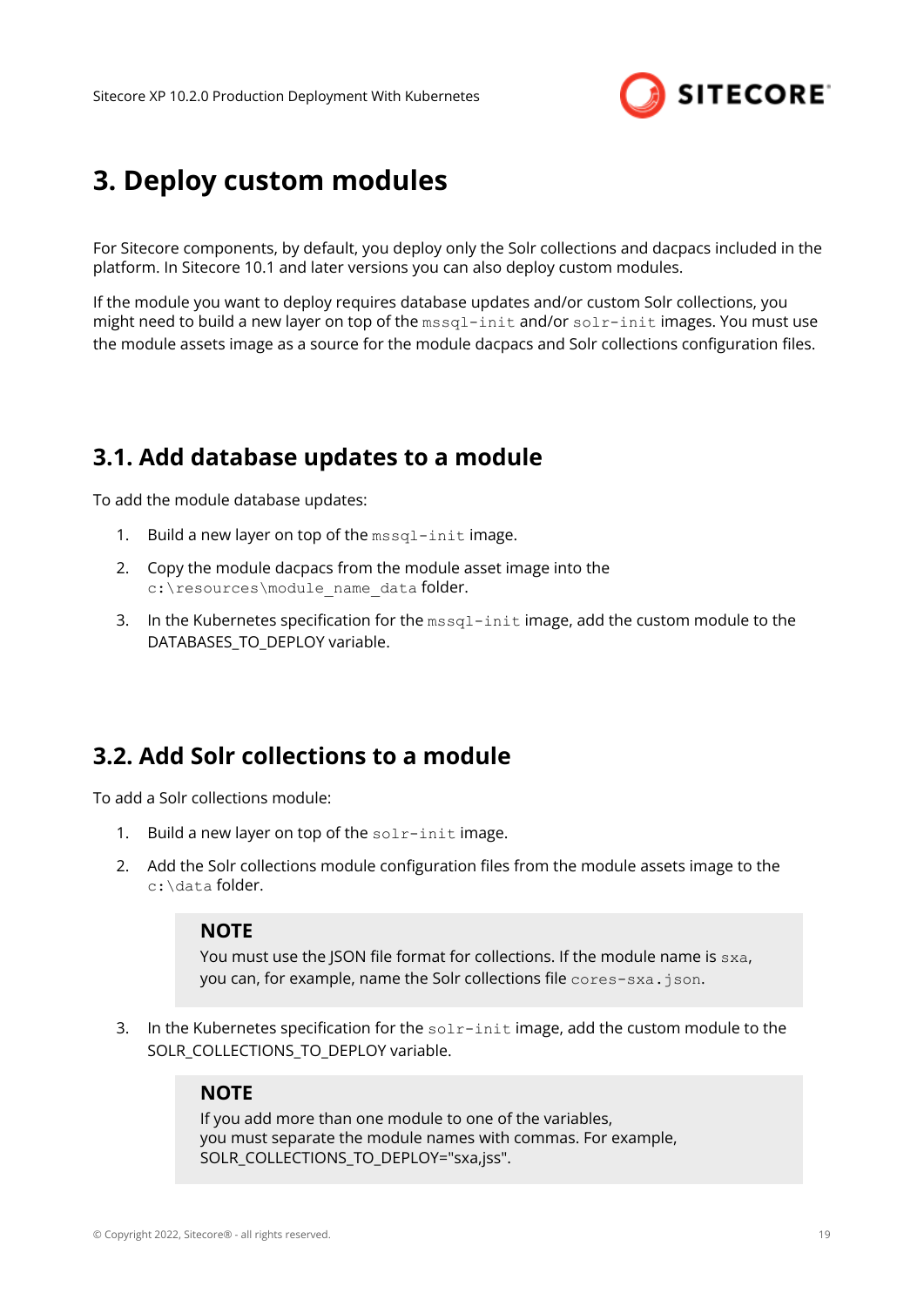# 3. Deploy custom modules

For Sitecore components, by default, you deploy only the Solr collections and dacpacs included in the platform. In Sitecore 10.1 and later versions you can also deploy custom modules.

If the module you want to deploy requires database updates and/or custom Solr collections, you might need to build a new layer on top of the `mssql-init` and/or `solr-init` images. You must use the module assets image as a source for the module dacpacs and Solr collections configuration files.

## 3.1. Add database updates to a module

To add the module database updates:

1. Build a new layer on top of the `mssql-init` image.
2. Copy the module dacpacs from the module asset image into the `c:\resources\module_name_data` folder.
3. In the Kubernetes specification for the `mssql-init` image, add the custom module to the DATABASES_TO_DEPLOY variable.

## 3.2. Add Solr collections to a module

To add a Solr collections module:

1. Build a new layer on top of the `solr-init` image.
2. Add the Solr collections module configuration files from the module assets image to the `c:\data` folder.

   > **NOTE**
   > You must use the JSON file format for collections. If the module name is `sxa`, you can, for example, name the Solr collections file `cores-sxa.json`.

3. In the Kubernetes specification for the `solr-init` image, add the custom module to the SOLR_COLLECTIONS_TO_DEPLOY variable.

   > **NOTE**
   > If you add more than one module to one of the variables, you must separate the module names with commas. For example, SOLR_COLLECTIONS_TO_DEPLOY="sxa,jss".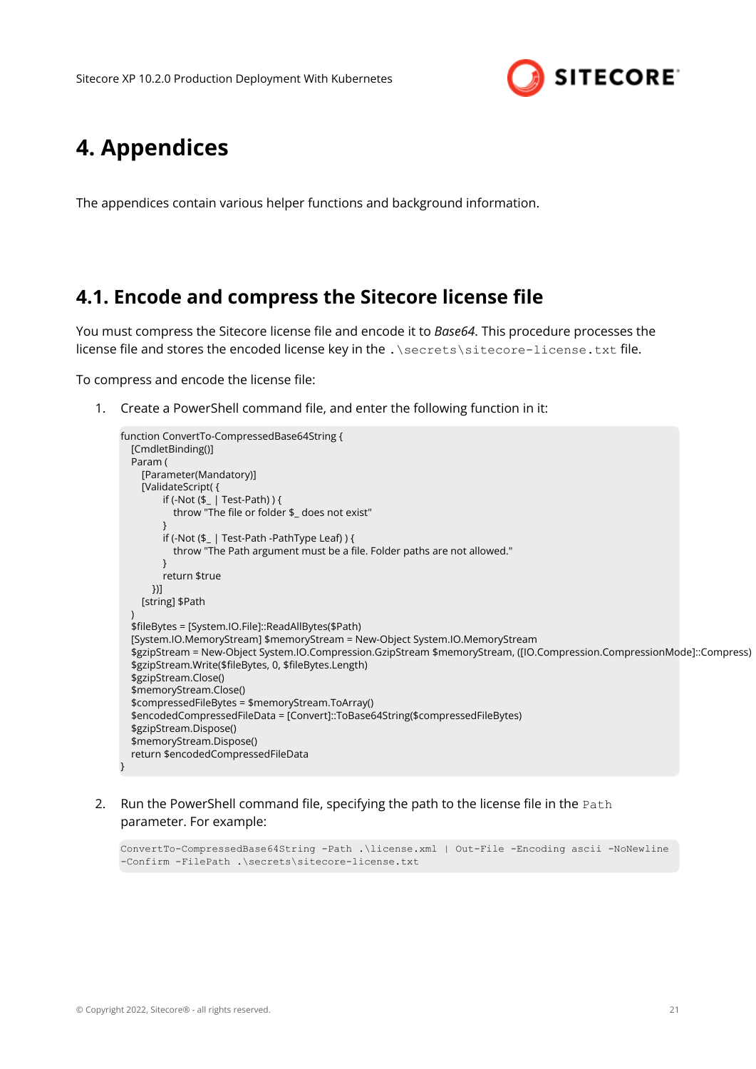# 4. Appendices

The appendices contain various helper functions and background information.

## 4.1. Encode and compress the Sitecore license file

You must compress the Sitecore license file and encode it to *Base64*. This procedure processes the license file and stores the encoded license key in the `.\secrets\sitecore-license.txt` file.

To compress and encode the license file:

1. Create a PowerShell command file, and enter the following function in it:

```
function ConvertTo-CompressedBase64String {
  [CmdletBinding()]
  Param (
    [Parameter(Mandatory)]
    [ValidateScript( {
        if (-Not ($_ | Test-Path) ) {
          throw "The file or folder $_ does not exist"
        }
        if (-Not ($_ | Test-Path -PathType Leaf) ) {
          throw "The Path argument must be a file. Folder paths are not allowed."
        }
        return $true
      })]
    [string] $Path
  )
  $fileBytes = [System.IO.File]::ReadAllBytes($Path)
  [System.IO.MemoryStream] $memoryStream = New-Object System.IO.MemoryStream
  $gzipStream = New-Object System.IO.Compression.GzipStream $memoryStream, ([IO.Compression.CompressionMode]::Compress)
  $gzipStream.Write($fileBytes, 0, $fileBytes.Length)
  $gzipStream.Close()
  $memoryStream.Close()
  $compressedFileBytes = $memoryStream.ToArray()
  $encodedCompressedFileData = [Convert]::ToBase64String($compressedFileBytes)
  $gzipStream.Dispose()
  $memoryStream.Dispose()
  return $encodedCompressedFileData
}
```

2. Run the PowerShell command file, specifying the path to the license file in the `Path` parameter. For example:

```
ConvertTo-CompressedBase64String -Path .\license.xml | Out-File -Encoding ascii -NoNewline
-Confirm -FilePath .\secrets\sitecore-license.txt
```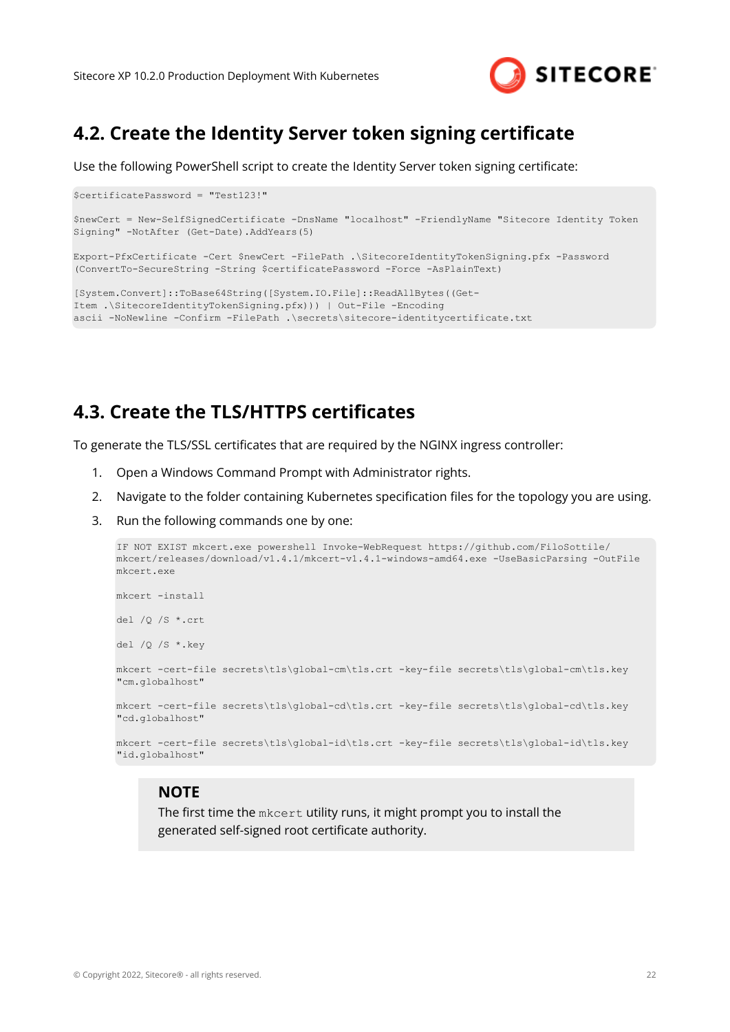## 4.2. Create the Identity Server token signing certificate

Use the following PowerShell script to create the Identity Server token signing certificate:

```
$certificatePassword = "Test123!"

$newCert = New-SelfSignedCertificate -DnsName "localhost" -FriendlyName "Sitecore Identity Token
Signing" -NotAfter (Get-Date).AddYears(5)

Export-PfxCertificate -Cert $newCert -FilePath .\SitecoreIdentityTokenSigning.pfx -Password
(ConvertTo-SecureString -String $certificatePassword -Force -AsPlainText)

[System.Convert]::ToBase64String([System.IO.File]::ReadAllBytes((Get-
Item .\SitecoreIdentityTokenSigning.pfx))) | Out-File -Encoding
ascii -NoNewline -Confirm -FilePath .\secrets\sitecore-identitycertificate.txt
```

## 4.3. Create the TLS/HTTPS certificates

To generate the TLS/SSL certificates that are required by the NGINX ingress controller:

1. Open a Windows Command Prompt with Administrator rights.
2. Navigate to the folder containing Kubernetes specification files for the topology you are using.
3. Run the following commands one by one:

```
IF NOT EXIST mkcert.exe powershell Invoke-WebRequest https://github.com/FiloSottile/
mkcert/releases/download/v1.4.1/mkcert-v1.4.1-windows-amd64.exe -UseBasicParsing -OutFile
mkcert.exe

mkcert -install

del /Q /S *.crt

del /Q /S *.key

mkcert -cert-file secrets\tls\global-cm\tls.crt -key-file secrets\tls\global-cm\tls.key
"cm.globalhost"

mkcert -cert-file secrets\tls\global-cd\tls.crt -key-file secrets\tls\global-cd\tls.key
"cd.globalhost"

mkcert -cert-file secrets\tls\global-id\tls.crt -key-file secrets\tls\global-id\tls.key
"id.globalhost"
```

> **NOTE**
> The first time the `mkcert` utility runs, it might prompt you to install the generated self-signed root certificate authority.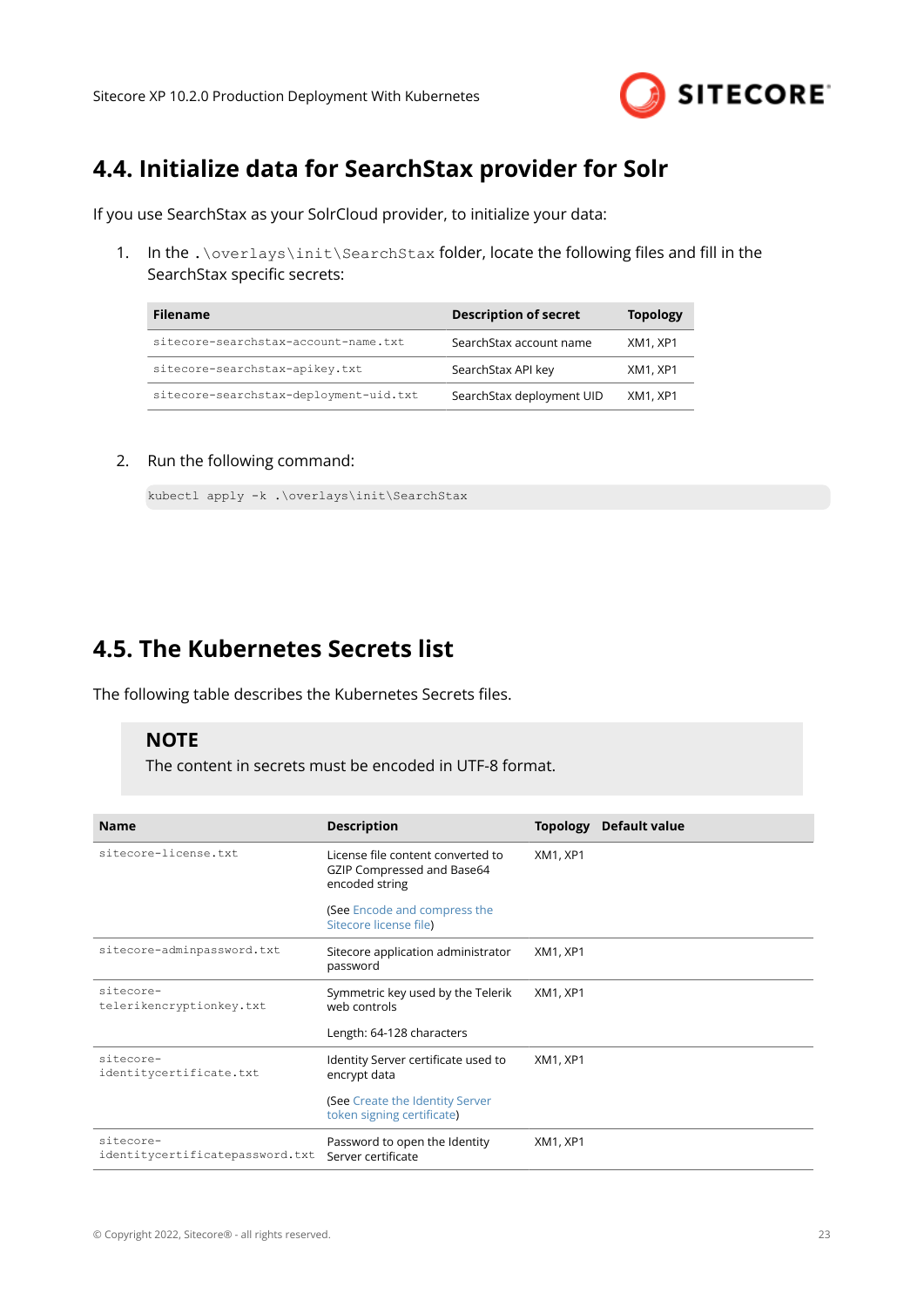## 4.4. Initialize data for SearchStax provider for Solr

If you use SearchStax as your SolrCloud provider, to initialize your data:

1. In the `.\overlays\init\SearchStax` folder, locate the following files and fill in the SearchStax specific secrets:

| Filename | Description of secret | Topology |
|---|---|---|
| `sitecore-searchstax-account-name.txt` | SearchStax account name | XM1, XP1 |
| `sitecore-searchstax-apikey.txt` | SearchStax API key | XM1, XP1 |
| `sitecore-searchstax-deployment-uid.txt` | SearchStax deployment UID | XM1, XP1 |

2. Run the following command:

```
kubectl apply -k .\overlays\init\SearchStax
```

## 4.5. The Kubernetes Secrets list

The following table describes the Kubernetes Secrets files.

> **NOTE**
> The content in secrets must be encoded in UTF-8 format.

| Name | Description | Topology | Default value |
|---|---|---|---|
| `sitecore-license.txt` | License file content converted to GZIP Compressed and Base64 encoded string<br><br>(See Encode and compress the Sitecore license file) | XM1, XP1 | |
| `sitecore-adminpassword.txt` | Sitecore application administrator password | XM1, XP1 | |
| `sitecore-telerikencryptionkey.txt` | Symmetric key used by the Telerik web controls<br><br>Length: 64-128 characters | XM1, XP1 | |
| `sitecore-identitycertificate.txt` | Identity Server certificate used to encrypt data<br><br>(See Create the Identity Server token signing certificate) | XM1, XP1 | |
| `sitecore-identitycertificatepassword.txt` | Password to open the Identity Server certificate | XM1, XP1 | |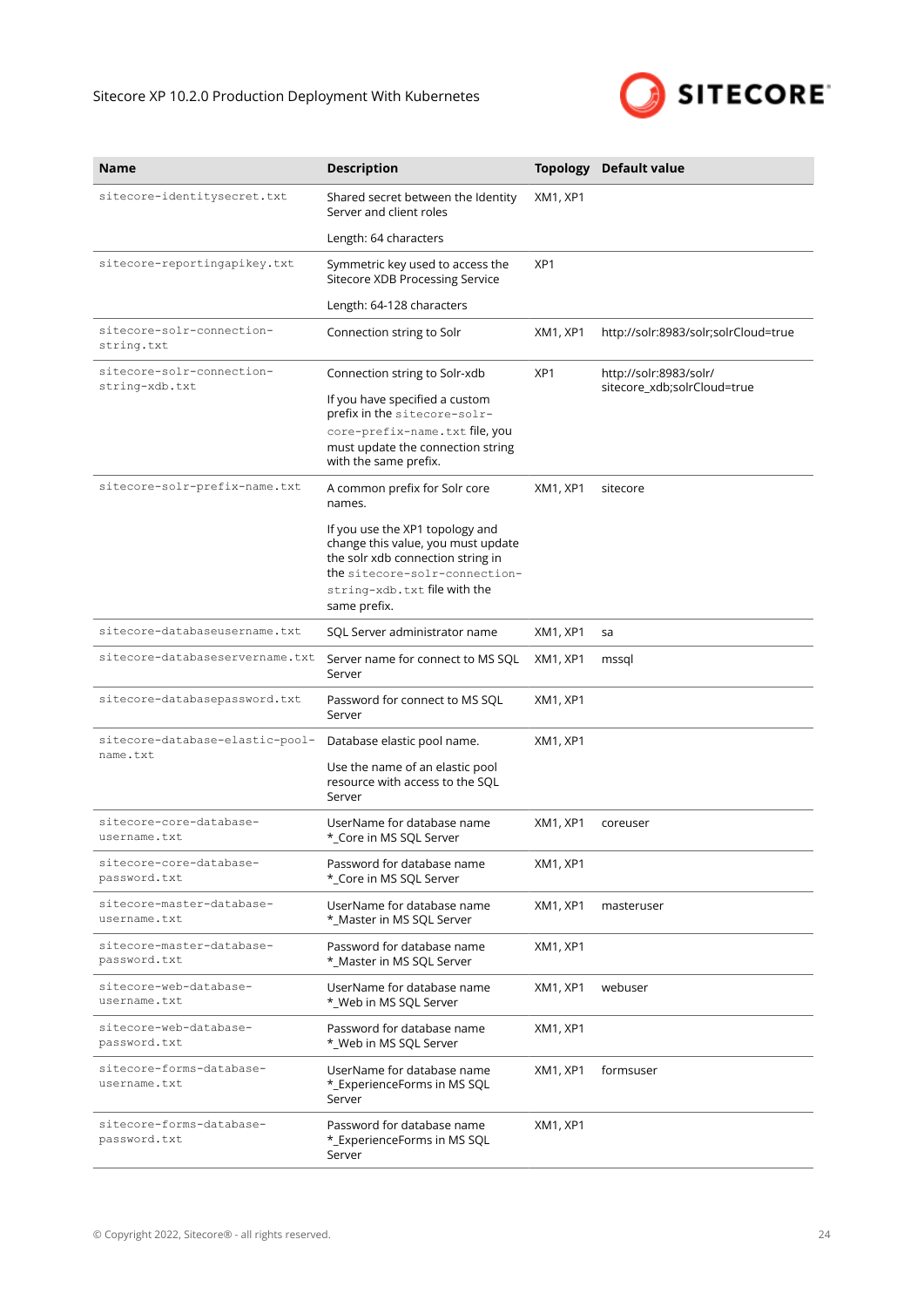| Name | Description | Topology | Default value |
|---|---|---|---|
| `sitecore-identitysecret.txt` | Shared secret between the Identity Server and client roles<br><br>Length: 64 characters | XM1, XP1 | |
| `sitecore-reportingapikey.txt` | Symmetric key used to access the Sitecore XDB Processing Service<br><br>Length: 64-128 characters | XP1 | |
| `sitecore-solr-connection-string.txt` | Connection string to Solr | XM1, XP1 | http://solr:8983/solr;solrCloud=true |
| `sitecore-solr-connection-string-xdb.txt` | Connection string to Solr-xdb<br><br>If you have specified a custom prefix in the `sitecore-solr-core-prefix-name.txt` file, you must update the connection string with the same prefix. | XP1 | http://solr:8983/solr/sitecore_xdb;solrCloud=true |
| `sitecore-solr-prefix-name.txt` | A common prefix for Solr core names.<br><br>If you use the XP1 topology and change this value, you must update the solr xdb connection string in the `sitecore-solr-connection-string-xdb.txt` file with the same prefix. | XM1, XP1 | sitecore |
| `sitecore-databaseusername.txt` | SQL Server administrator name | XM1, XP1 | sa |
| `sitecore-databaseservername.txt` | Server name for connect to MS SQL Server | XM1, XP1 | mssql |
| `sitecore-databasepassword.txt` | Password for connect to MS SQL Server | XM1, XP1 | |
| `sitecore-database-elastic-pool-name.txt` | Database elastic pool name.<br><br>Use the name of an elastic pool resource with access to the SQL Server | XM1, XP1 | |
| `sitecore-core-database-username.txt` | UserName for database name *_Core in MS SQL Server | XM1, XP1 | coreuser |
| `sitecore-core-database-password.txt` | Password for database name *_Core in MS SQL Server | XM1, XP1 | |
| `sitecore-master-database-username.txt` | UserName for database name *_Master in MS SQL Server | XM1, XP1 | masteruser |
| `sitecore-master-database-password.txt` | Password for database name *_Master in MS SQL Server | XM1, XP1 | |
| `sitecore-web-database-username.txt` | UserName for database name *_Web in MS SQL Server | XM1, XP1 | webuser |
| `sitecore-web-database-password.txt` | Password for database name *_Web in MS SQL Server | XM1, XP1 | |
| `sitecore-forms-database-username.txt` | UserName for database name *_ExperienceForms in MS SQL Server | XM1, XP1 | formsuser |
| `sitecore-forms-database-password.txt` | Password for database name *_ExperienceForms in MS SQL Server | XM1, XP1 | |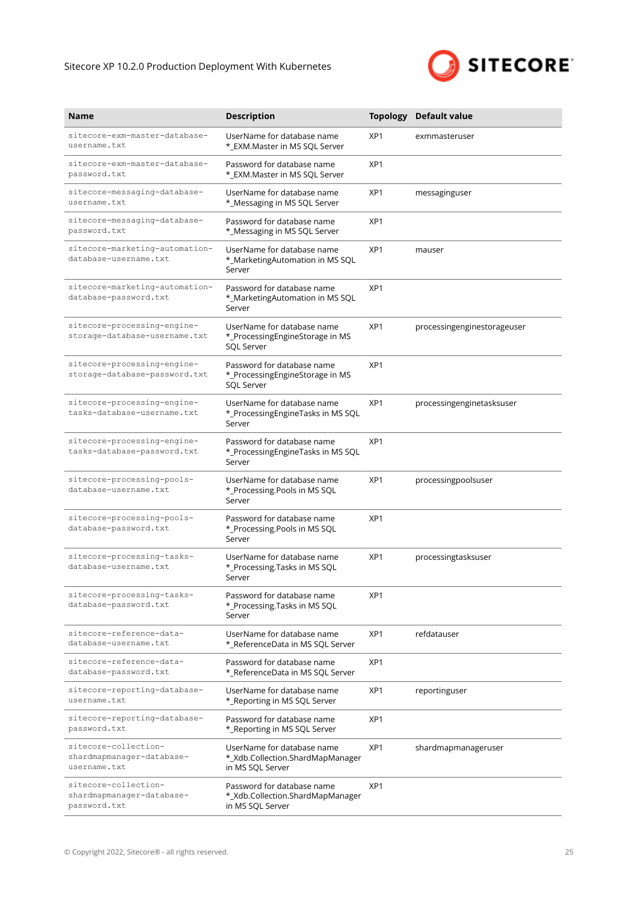| Name | Description | Topology | Default value |
|---|---|---|---|
| sitecore-exm-master-database-username.txt | UserName for database name *_EXM.Master in MS SQL Server | XP1 | exmmasteruser |
| sitecore-exm-master-database-password.txt | Password for database name *_EXM.Master in MS SQL Server | XP1 | |
| sitecore-messaging-database-username.txt | UserName for database name *_Messaging in MS SQL Server | XP1 | messaginguser |
| sitecore-messaging-database-password.txt | Password for database name *_Messaging in MS SQL Server | XP1 | |
| sitecore-marketing-automation-database-username.txt | UserName for database name *_MarketingAutomation in MS SQL Server | XP1 | mauser |
| sitecore-marketing-automation-database-password.txt | Password for database name *_MarketingAutomation in MS SQL Server | XP1 | |
| sitecore-processing-engine-storage-database-username.txt | UserName for database name *_ProcessingEngineStorage in MS SQL Server | XP1 | processingenginestorageuser |
| sitecore-processing-engine-storage-database-password.txt | Password for database name *_ProcessingEngineStorage in MS SQL Server | XP1 | |
| sitecore-processing-engine-tasks-database-username.txt | UserName for database name *_ProcessingEngineTasks in MS SQL Server | XP1 | processingenginetasksuser |
| sitecore-processing-engine-tasks-database-password.txt | Password for database name *_ProcessingEngineTasks in MS SQL Server | XP1 | |
| sitecore-processing-pools-database-username.txt | UserName for database name *_Processing.Pools in MS SQL Server | XP1 | processingpoolsuser |
| sitecore-processing-pools-database-password.txt | Password for database name *_Processing.Pools in MS SQL Server | XP1 | |
| sitecore-processing-tasks-database-username.txt | UserName for database name *_Processing.Tasks in MS SQL Server | XP1 | processingtasksuser |
| sitecore-processing-tasks-database-password.txt | Password for database name *_Processing.Tasks in MS SQL Server | XP1 | |
| sitecore-reference-data-database-username.txt | UserName for database name *_ReferenceData in MS SQL Server | XP1 | refdatauser |
| sitecore-reference-data-database-password.txt | Password for database name *_ReferenceData in MS SQL Server | XP1 | |
| sitecore-reporting-database-username.txt | UserName for database name *_Reporting in MS SQL Server | XP1 | reportinguser |
| sitecore-reporting-database-password.txt | Password for database name *_Reporting in MS SQL Server | XP1 | |
| sitecore-collection-shardmapmanager-database-username.txt | UserName for database name *_Xdb.Collection.ShardMapManager in MS SQL Server | XP1 | shardmapmanageruser |
| sitecore-collection-shardmapmanager-database-password.txt | Password for database name *_Xdb.Collection.ShardMapManager in MS SQL Server | XP1 | |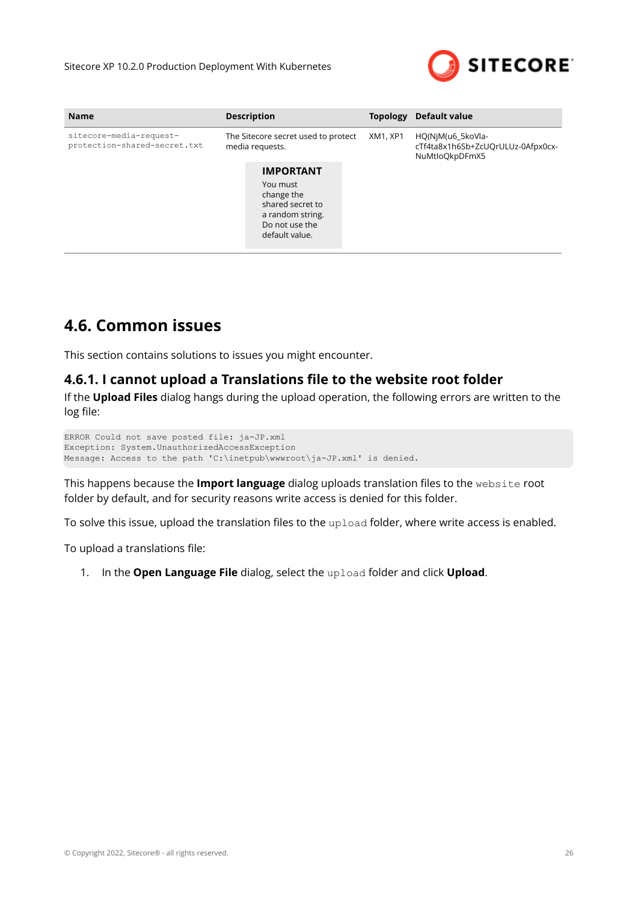| Name | Description | Topology | Default value |
|---|---|---|---|
| `sitecore-media-request-protection-shared-secret.txt` | The Sitecore secret used to protect media requests. **IMPORTANT** You must change the shared secret to a random string. Do not use the default value. | XM1, XP1 | HQ(NjM(u6_5koVla-cTf4ta8x1h6Sb+ZcUQrULUz-0Afpx0cx-NuMtIoQkpDFmX5 |

## 4.6. Common issues

This section contains solutions to issues you might encounter.

### 4.6.1. I cannot upload a Translations file to the website root folder

If the **Upload Files** dialog hangs during the upload operation, the following errors are written to the log file:

```
ERROR Could not save posted file: ja-JP.xml
Exception: System.UnauthorizedAccessException
Message: Access to the path 'C:\inetpub\wwwroot\ja-JP.xml' is denied.
```

This happens because the **Import language** dialog uploads translation files to the `website` root folder by default, and for security reasons write access is denied for this folder.

To solve this issue, upload the translation files to the `upload` folder, where write access is enabled.

To upload a translations file:

1. In the **Open Language File** dialog, select the `upload` folder and click **Upload**.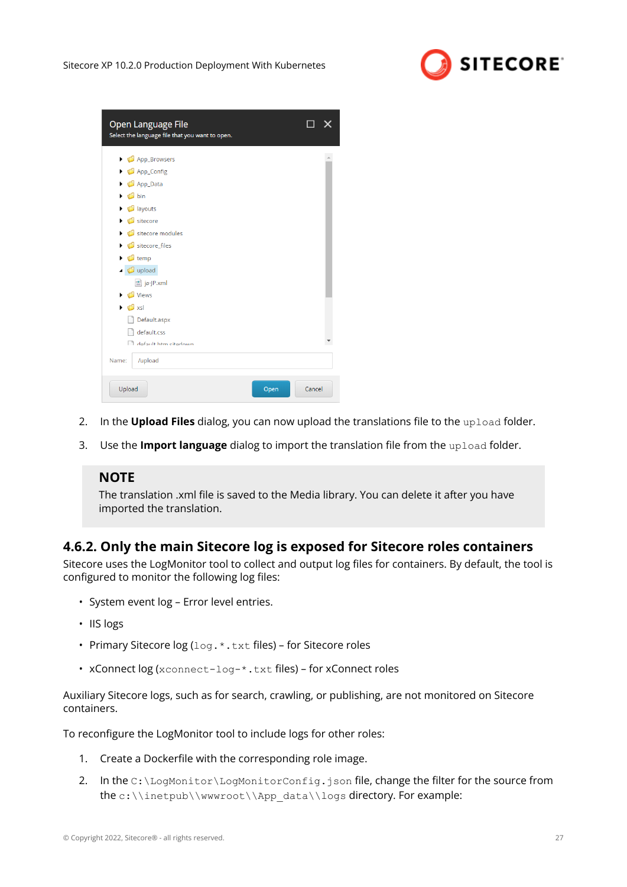2. In the **Upload Files** dialog, you can now upload the translations file to the `upload` folder.
3. Use the **Import language** dialog to import the translation file from the `upload` folder.

> **NOTE**
> The translation .xml file is saved to the Media library. You can delete it after you have imported the translation.

### 4.6.2. Only the main Sitecore log is exposed for Sitecore roles containers

Sitecore uses the LogMonitor tool to collect and output log files for containers. By default, the tool is configured to monitor the following log files:

- System event log – Error level entries.
- IIS logs
- Primary Sitecore log (`log.*.txt` files) – for Sitecore roles
- xConnect log (`xconnect-log-*.txt` files) – for xConnect roles

Auxiliary Sitecore logs, such as for search, crawling, or publishing, are not monitored on Sitecore containers.

To reconfigure the LogMonitor tool to include logs for other roles:

1. Create a Dockerfile with the corresponding role image.
2. In the `C:\LogMonitor\LogMonitorConfig.json` file, change the filter for the source from the `c:\\inetpub\\wwwroot\\App_data\\logs` directory. For example: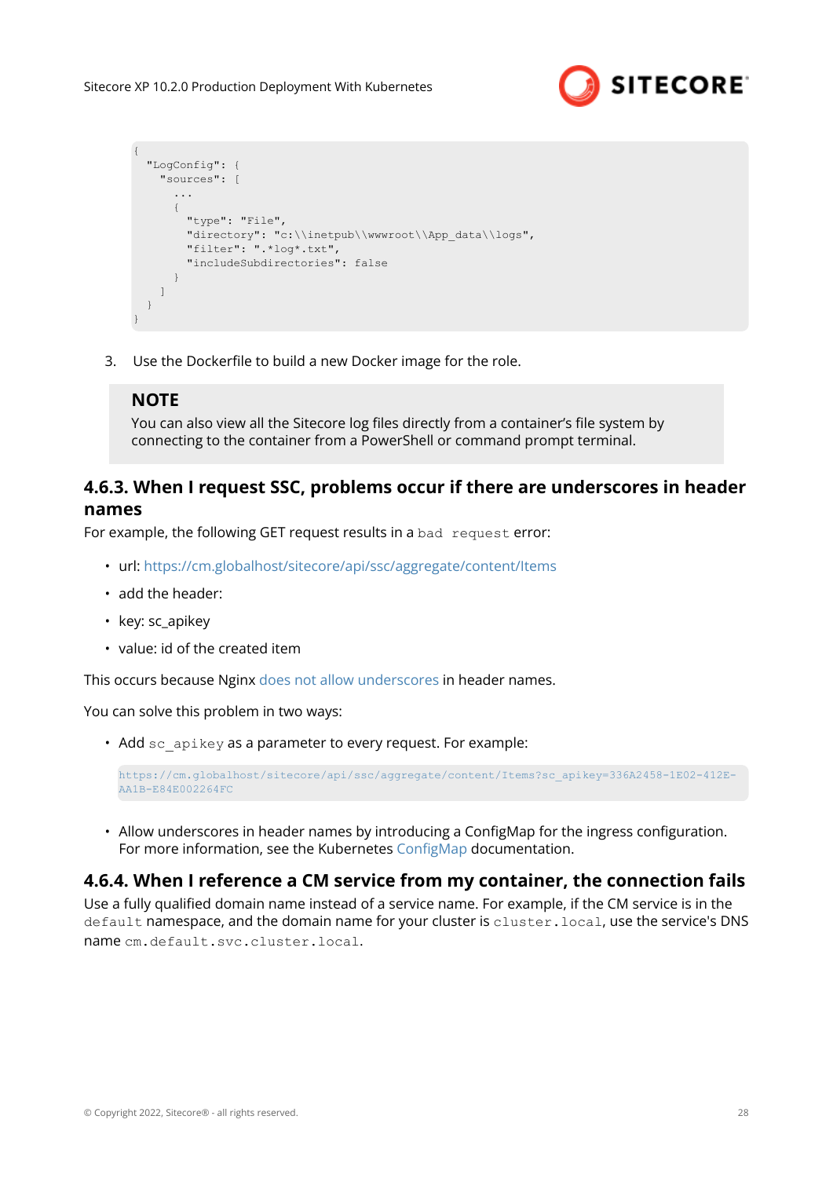```
{
  "LogConfig": {
    "sources": [
      ...
      {
        "type": "File",
        "directory": "c:\\inetpub\\wwwroot\\App_data\\logs",
        "filter": ".*log*.txt",
        "includeSubdirectories": false
      }
    ]
  }
}
```

3. Use the Dockerfile to build a new Docker image for the role.

> **NOTE**
> You can also view all the Sitecore log files directly from a container's file system by connecting to the container from a PowerShell or command prompt terminal.

### 4.6.3. When I request SSC, problems occur if there are underscores in header names

For example, the following GET request results in a `bad request` error:

- url: https://cm.globalhost/sitecore/api/ssc/aggregate/content/Items
- add the header:
- key: sc_apikey
- value: id of the created item

This occurs because Nginx does not allow underscores in header names.

You can solve this problem in two ways:

- Add `sc_apikey` as a parameter to every request. For example:

```
https://cm.globalhost/sitecore/api/ssc/aggregate/content/Items?sc_apikey=336A2458-1E02-412E-AA1B-E84E002264FC
```

- Allow underscores in header names by introducing a ConfigMap for the ingress configuration. For more information, see the Kubernetes ConfigMap documentation.

### 4.6.4. When I reference a CM service from my container, the connection fails

Use a fully qualified domain name instead of a service name. For example, if the CM service is in the `default` namespace, and the domain name for your cluster is `cluster.local`, use the service's DNS name `cm.default.svc.cluster.local`.